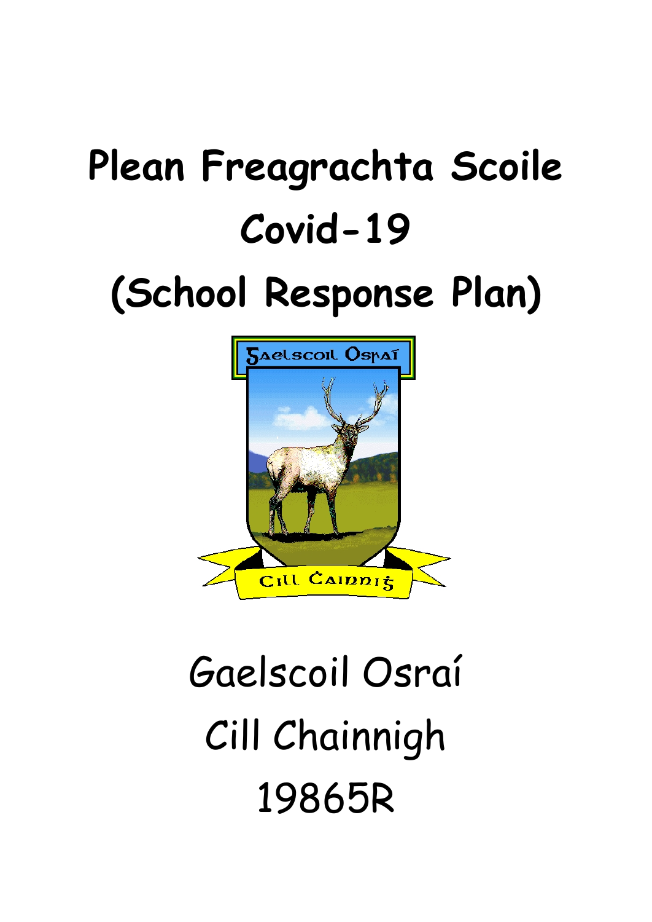# Plean Freagrachta Scoile Covid-19 (School Response Plan)

Gaelscoil Osraí

Cill Chainnigh

19865R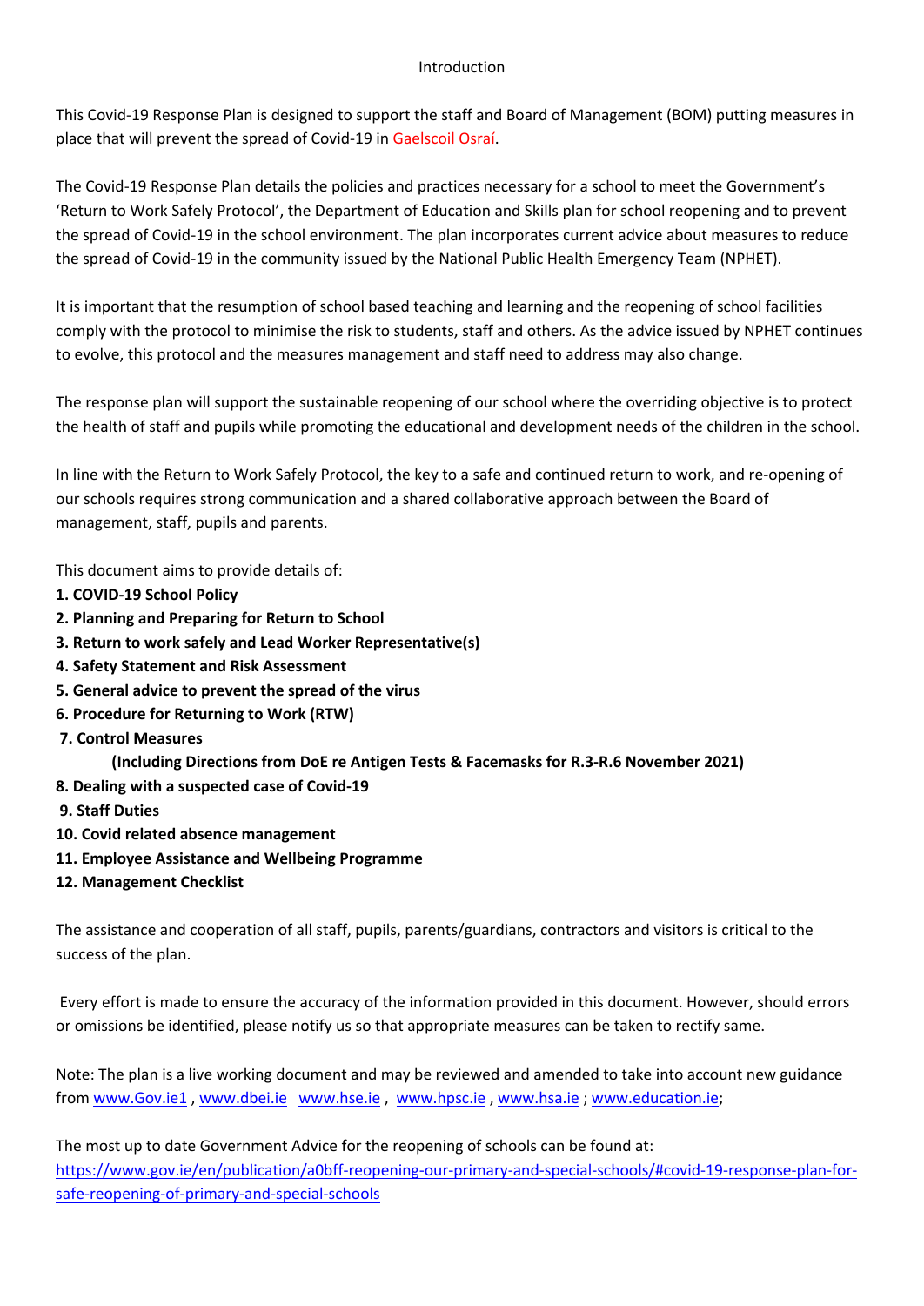# Introduction

This Covid-19 Response Plan is designed to support the staff and Board of Management (BOM) putting measures in place that will prevent the spread of Covid-19 in Gaelscoil Osraí.

The Covid-19 Response Plan details the policies and practices necessary for a school to meet the Government's 'Return to Work Safely Protocol', the Department of Education and Skills plan for school reopening and to prevent the spread of Covid-19 in the school environment. The plan incorporates current advice about measures to reduce the spread of Covid-19 in the community issued by the National Public Health Emergency Team (NPHET).

It is important that the resumption of school based teaching and learning and the reopening of school facilities comply with the protocol to minimise the risk to students, staff and others. As the advice issued by NPHET continues to evolve, this protocol and the measures management and staff need to address may also change.

The response plan will support the sustainable reopening of our school where the overriding objective is to protect the health of staff and pupils while promoting the educational and development needs of the children in the school.

In line with the Return to Work Safely Protocol, the key to a safe and continued return to work, and re-opening of our schools requires strong communication and a shared collaborative approach between the Board of management, staff, pupils and parents.

This document aims to provide details of:

**1. COVID-19 School Policy**
**2. Planning and Preparing for Return to School**
**3. Return to work safely and Lead Worker Representative(s)**
**4. Safety Statement and Risk Assessment**
**5. General advice to prevent the spread of the virus**
**6. Procedure for Returning to Work (RTW)**
**7. Control Measures**
**(Including Directions from DoE re Antigen Tests & Facemasks for R.3-R.6 November 2021)**
**8. Dealing with a suspected case of Covid-19**
**9. Staff Duties**
**10. Covid related absence management**
**11. Employee Assistance and Wellbeing Programme**
**12. Management Checklist**

The assistance and cooperation of all staff, pupils, parents/guardians, contractors and visitors is critical to the success of the plan.

Every effort is made to ensure the accuracy of the information provided in this document. However, should errors or omissions be identified, please notify us so that appropriate measures can be taken to rectify same.

Note: The plan is a live working document and may be reviewed and amended to take into account new guidance from www.Gov.ie1 , www.dbei.ie www.hse.ie , www.hpsc.ie , www.hsa.ie ; www.education.ie;

The most up to date Government Advice for the reopening of schools can be found at:
https://www.gov.ie/en/publication/a0bff-reopening-our-primary-and-special-schools/#covid-19-response-plan-for-safe-reopening-of-primary-and-special-schools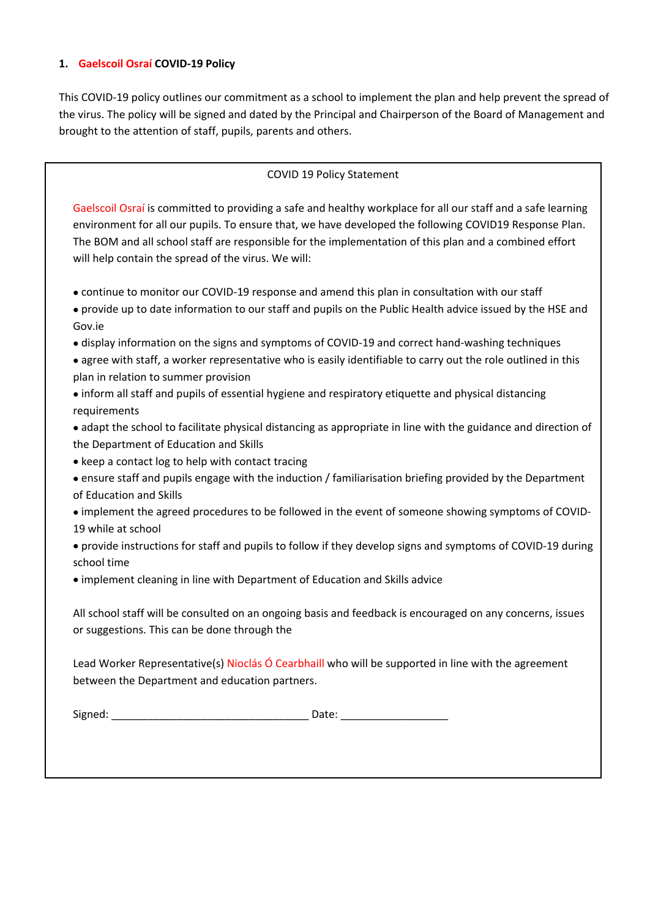## 1. Gaelscoil Osraí COVID-19 Policy

This COVID-19 policy outlines our commitment as a school to implement the plan and help prevent the spread of the virus. The policy will be signed and dated by the Principal and Chairperson of the Board of Management and brought to the attention of staff, pupils, parents and others.

COVID 19 Policy Statement

Gaelscoil Osraí is committed to providing a safe and healthy workplace for all our staff and a safe learning environment for all our pupils. To ensure that, we have developed the following COVID19 Response Plan. The BOM and all school staff are responsible for the implementation of this plan and a combined effort will help contain the spread of the virus. We will:

- continue to monitor our COVID-19 response and amend this plan in consultation with our staff
- provide up to date information to our staff and pupils on the Public Health advice issued by the HSE and Gov.ie
- display information on the signs and symptoms of COVID-19 and correct hand-washing techniques
- agree with staff, a worker representative who is easily identifiable to carry out the role outlined in this plan in relation to summer provision
- inform all staff and pupils of essential hygiene and respiratory etiquette and physical distancing requirements
- adapt the school to facilitate physical distancing as appropriate in line with the guidance and direction of the Department of Education and Skills
- keep a contact log to help with contact tracing
- ensure staff and pupils engage with the induction / familiarisation briefing provided by the Department of Education and Skills
- implement the agreed procedures to be followed in the event of someone showing symptoms of COVID-19 while at school
- provide instructions for staff and pupils to follow if they develop signs and symptoms of COVID-19 during school time
- implement cleaning in line with Department of Education and Skills advice

All school staff will be consulted on an ongoing basis and feedback is encouraged on any concerns, issues or suggestions. This can be done through the

Lead Worker Representative(s) Nioclás Ó Cearbhaill who will be supported in line with the agreement between the Department and education partners.

Signed: _________________________________ Date: __________________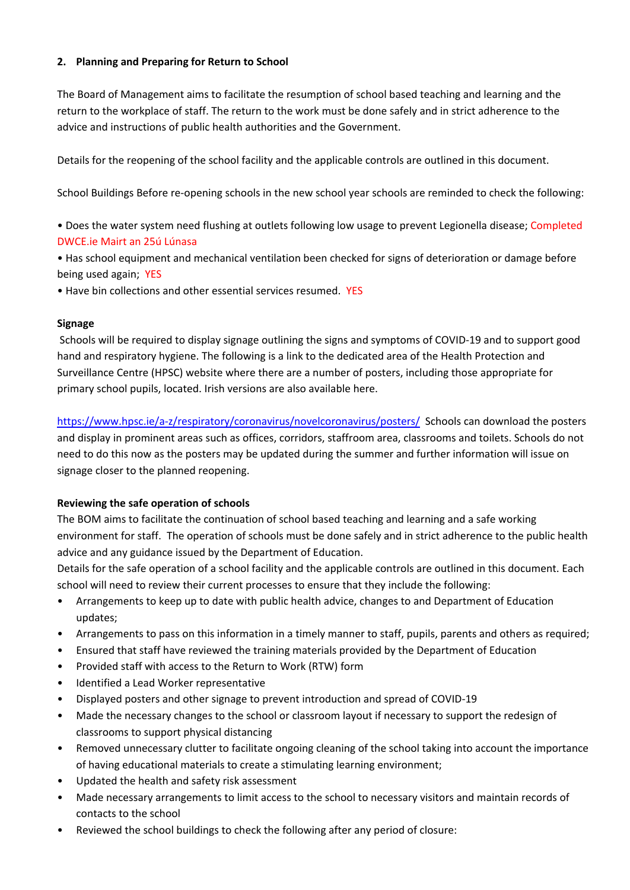## 2. Planning and Preparing for Return to School

The Board of Management aims to facilitate the resumption of school based teaching and learning and the return to the workplace of staff. The return to the work must be done safely and in strict adherence to the advice and instructions of public health authorities and the Government.

Details for the reopening of the school facility and the applicable controls are outlined in this document.

School Buildings Before re-opening schools in the new school year schools are reminded to check the following:

- Does the water system need flushing at outlets following low usage to prevent Legionella disease; Completed DWCE.ie Mairt an 25ú Lúnasa
- Has school equipment and mechanical ventilation been checked for signs of deterioration or damage before being used again; YES
- Have bin collections and other essential services resumed. YES

**Signage**

Schools will be required to display signage outlining the signs and symptoms of COVID-19 and to support good hand and respiratory hygiene. The following is a link to the dedicated area of the Health Protection and Surveillance Centre (HPSC) website where there are a number of posters, including those appropriate for primary school pupils, located. Irish versions are also available here.

https://www.hpsc.ie/a-z/respiratory/coronavirus/novelcoronavirus/posters/ Schools can download the posters and display in prominent areas such as offices, corridors, staffroom area, classrooms and toilets. Schools do not need to do this now as the posters may be updated during the summer and further information will issue on signage closer to the planned reopening.

**Reviewing the safe operation of schools**

The BOM aims to facilitate the continuation of school based teaching and learning and a safe working environment for staff. The operation of schools must be done safely and in strict adherence to the public health advice and any guidance issued by the Department of Education.

Details for the safe operation of a school facility and the applicable controls are outlined in this document. Each school will need to review their current processes to ensure that they include the following:

- Arrangements to keep up to date with public health advice, changes to and Department of Education updates;
- Arrangements to pass on this information in a timely manner to staff, pupils, parents and others as required;
- Ensured that staff have reviewed the training materials provided by the Department of Education
- Provided staff with access to the Return to Work (RTW) form
- Identified a Lead Worker representative
- Displayed posters and other signage to prevent introduction and spread of COVID-19
- Made the necessary changes to the school or classroom layout if necessary to support the redesign of classrooms to support physical distancing
- Removed unnecessary clutter to facilitate ongoing cleaning of the school taking into account the importance of having educational materials to create a stimulating learning environment;
- Updated the health and safety risk assessment
- Made necessary arrangements to limit access to the school to necessary visitors and maintain records of contacts to the school
- Reviewed the school buildings to check the following after any period of closure: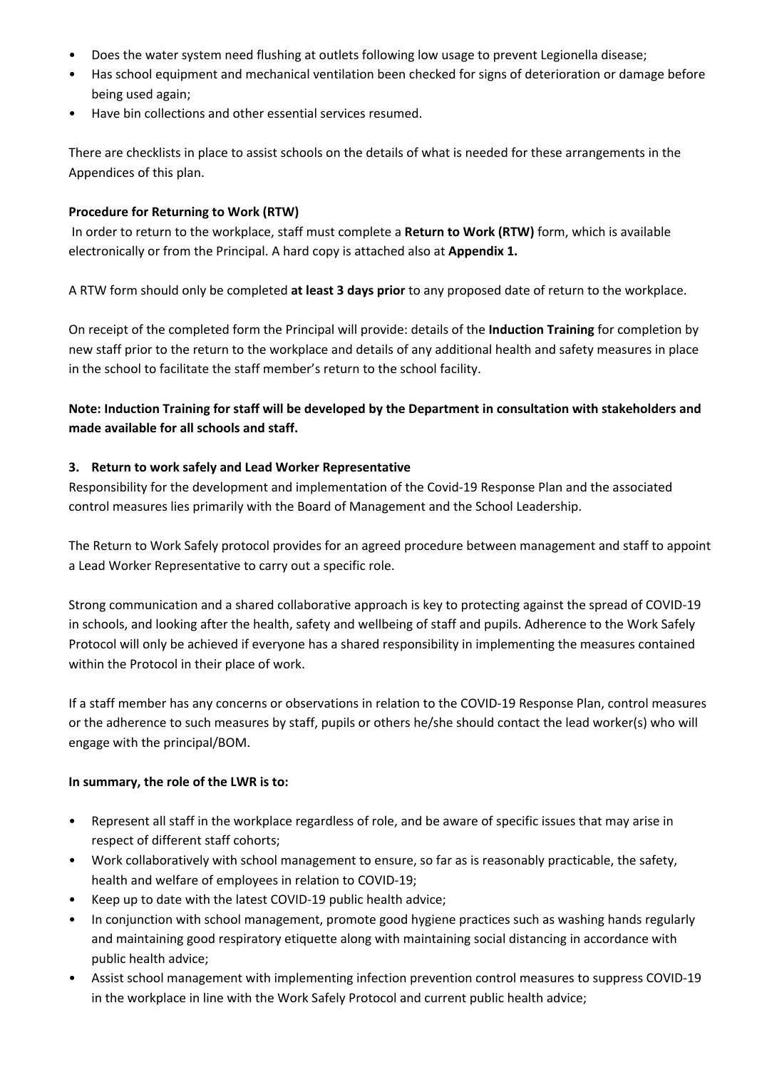- Does the water system need flushing at outlets following low usage to prevent Legionella disease;
- Has school equipment and mechanical ventilation been checked for signs of deterioration or damage before being used again;
- Have bin collections and other essential services resumed.

There are checklists in place to assist schools on the details of what is needed for these arrangements in the Appendices of this plan.

**Procedure for Returning to Work (RTW)**

In order to return to the workplace, staff must complete a **Return to Work (RTW)** form, which is available electronically or from the Principal. A hard copy is attached also at **Appendix 1.**

A RTW form should only be completed **at least 3 days prior** to any proposed date of return to the workplace.

On receipt of the completed form the Principal will provide: details of the **Induction Training** for completion by new staff prior to the return to the workplace and details of any additional health and safety measures in place in the school to facilitate the staff member's return to the school facility.

**Note: Induction Training for staff will be developed by the Department in consultation with stakeholders and made available for all schools and staff.**

## 3. Return to work safely and Lead Worker Representative

Responsibility for the development and implementation of the Covid-19 Response Plan and the associated control measures lies primarily with the Board of Management and the School Leadership.

The Return to Work Safely protocol provides for an agreed procedure between management and staff to appoint a Lead Worker Representative to carry out a specific role.

Strong communication and a shared collaborative approach is key to protecting against the spread of COVID-19 in schools, and looking after the health, safety and wellbeing of staff and pupils. Adherence to the Work Safely Protocol will only be achieved if everyone has a shared responsibility in implementing the measures contained within the Protocol in their place of work.

If a staff member has any concerns or observations in relation to the COVID-19 Response Plan, control measures or the adherence to such measures by staff, pupils or others he/she should contact the lead worker(s) who will engage with the principal/BOM.

**In summary, the role of the LWR is to:**

- Represent all staff in the workplace regardless of role, and be aware of specific issues that may arise in respect of different staff cohorts;
- Work collaboratively with school management to ensure, so far as is reasonably practicable, the safety, health and welfare of employees in relation to COVID-19;
- Keep up to date with the latest COVID-19 public health advice;
- In conjunction with school management, promote good hygiene practices such as washing hands regularly and maintaining good respiratory etiquette along with maintaining social distancing in accordance with public health advice;
- Assist school management with implementing infection prevention control measures to suppress COVID-19 in the workplace in line with the Work Safely Protocol and current public health advice;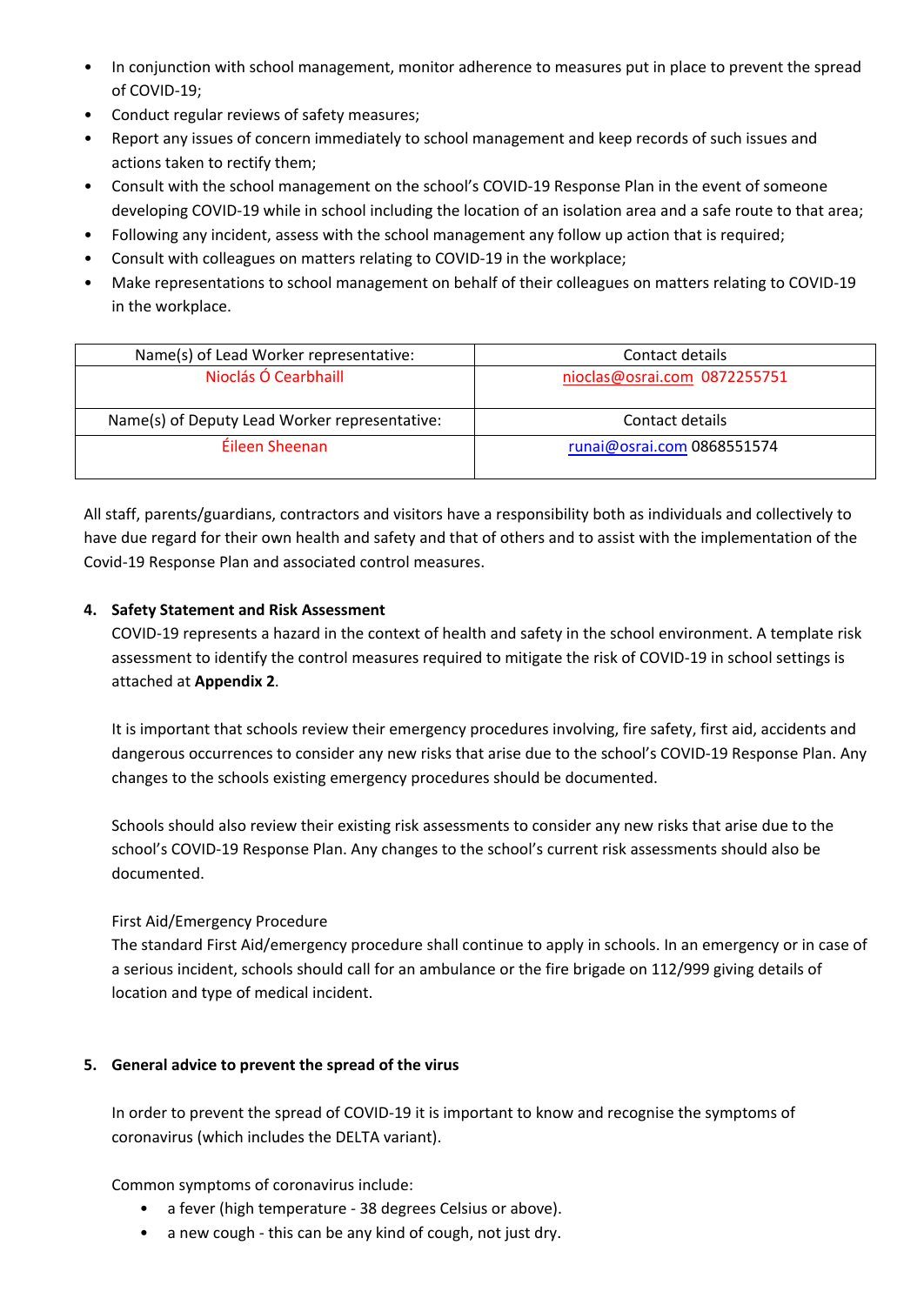- In conjunction with school management, monitor adherence to measures put in place to prevent the spread of COVID-19;
- Conduct regular reviews of safety measures;
- Report any issues of concern immediately to school management and keep records of such issues and actions taken to rectify them;
- Consult with the school management on the school's COVID-19 Response Plan in the event of someone developing COVID-19 while in school including the location of an isolation area and a safe route to that area;
- Following any incident, assess with the school management any follow up action that is required;
- Consult with colleagues on matters relating to COVID-19 in the workplace;
- Make representations to school management on behalf of their colleagues on matters relating to COVID-19 in the workplace.

| Name(s) of Lead Worker representative: | Contact details |
|---|---|
| Nioclás Ó Cearbhaill | nioclas@osrai.com 0872255751 |
| Name(s) of Deputy Lead Worker representative: | Contact details |
| Éileen Sheenan | runai@osrai.com 0868551574 |

All staff, parents/guardians, contractors and visitors have a responsibility both as individuals and collectively to have due regard for their own health and safety and that of others and to assist with the implementation of the Covid-19 Response Plan and associated control measures.

## 4. Safety Statement and Risk Assessment

COVID-19 represents a hazard in the context of health and safety in the school environment. A template risk assessment to identify the control measures required to mitigate the risk of COVID-19 in school settings is attached at **Appendix 2**.

It is important that schools review their emergency procedures involving, fire safety, first aid, accidents and dangerous occurrences to consider any new risks that arise due to the school's COVID-19 Response Plan. Any changes to the schools existing emergency procedures should be documented.

Schools should also review their existing risk assessments to consider any new risks that arise due to the school's COVID-19 Response Plan. Any changes to the school's current risk assessments should also be documented.

First Aid/Emergency Procedure

The standard First Aid/emergency procedure shall continue to apply in schools. In an emergency or in case of a serious incident, schools should call for an ambulance or the fire brigade on 112/999 giving details of location and type of medical incident.

## 5. General advice to prevent the spread of the virus

In order to prevent the spread of COVID-19 it is important to know and recognise the symptoms of coronavirus (which includes the DELTA variant).

Common symptoms of coronavirus include:

- a fever (high temperature - 38 degrees Celsius or above).
- a new cough - this can be any kind of cough, not just dry.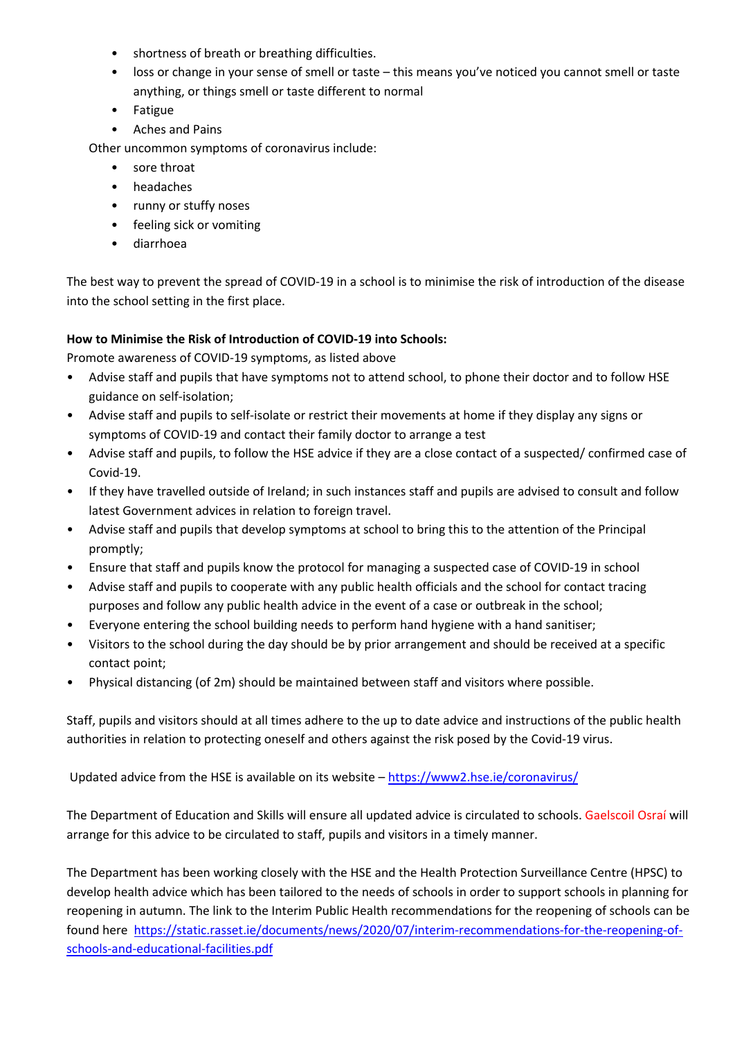- shortness of breath or breathing difficulties.
- loss or change in your sense of smell or taste – this means you've noticed you cannot smell or taste anything, or things smell or taste different to normal
- Fatigue
- Aches and Pains

Other uncommon symptoms of coronavirus include:

- sore throat
- headaches
- runny or stuffy noses
- feeling sick or vomiting
- diarrhoea

The best way to prevent the spread of COVID-19 in a school is to minimise the risk of introduction of the disease into the school setting in the first place.

**How to Minimise the Risk of Introduction of COVID-19 into Schools:**

Promote awareness of COVID-19 symptoms, as listed above

- Advise staff and pupils that have symptoms not to attend school, to phone their doctor and to follow HSE guidance on self-isolation;
- Advise staff and pupils to self-isolate or restrict their movements at home if they display any signs or symptoms of COVID-19 and contact their family doctor to arrange a test
- Advise staff and pupils, to follow the HSE advice if they are a close contact of a suspected/ confirmed case of Covid-19.
- If they have travelled outside of Ireland; in such instances staff and pupils are advised to consult and follow latest Government advices in relation to foreign travel.
- Advise staff and pupils that develop symptoms at school to bring this to the attention of the Principal promptly;
- Ensure that staff and pupils know the protocol for managing a suspected case of COVID-19 in school
- Advise staff and pupils to cooperate with any public health officials and the school for contact tracing purposes and follow any public health advice in the event of a case or outbreak in the school;
- Everyone entering the school building needs to perform hand hygiene with a hand sanitiser;
- Visitors to the school during the day should be by prior arrangement and should be received at a specific contact point;
- Physical distancing (of 2m) should be maintained between staff and visitors where possible.

Staff, pupils and visitors should at all times adhere to the up to date advice and instructions of the public health authorities in relation to protecting oneself and others against the risk posed by the Covid-19 virus.

Updated advice from the HSE is available on its website – https://www2.hse.ie/coronavirus/

The Department of Education and Skills will ensure all updated advice is circulated to schools. Gaelscoil Osraí will arrange for this advice to be circulated to staff, pupils and visitors in a timely manner.

The Department has been working closely with the HSE and the Health Protection Surveillance Centre (HPSC) to develop health advice which has been tailored to the needs of schools in order to support schools in planning for reopening in autumn. The link to the Interim Public Health recommendations for the reopening of schools can be found here https://static.rasset.ie/documents/news/2020/07/interim-recommendations-for-the-reopening-of-schools-and-educational-facilities.pdf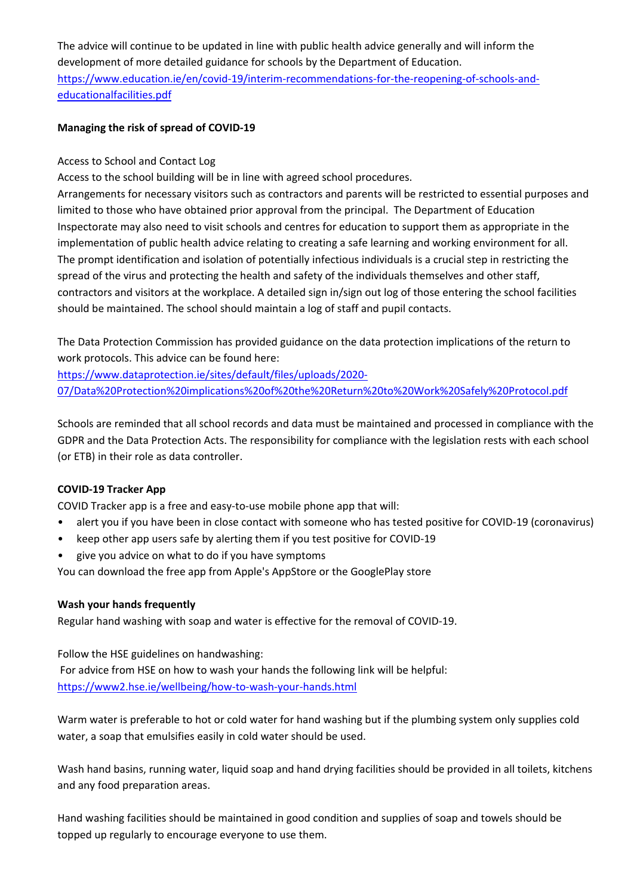The advice will continue to be updated in line with public health advice generally and will inform the development of more detailed guidance for schools by the Department of Education. https://www.education.ie/en/covid-19/interim-recommendations-for-the-reopening-of-schools-and-educationalfacilities.pdf

**Managing the risk of spread of COVID-19**

Access to School and Contact Log

Access to the school building will be in line with agreed school procedures.

Arrangements for necessary visitors such as contractors and parents will be restricted to essential purposes and limited to those who have obtained prior approval from the principal. The Department of Education Inspectorate may also need to visit schools and centres for education to support them as appropriate in the implementation of public health advice relating to creating a safe learning and working environment for all. The prompt identification and isolation of potentially infectious individuals is a crucial step in restricting the spread of the virus and protecting the health and safety of the individuals themselves and other staff, contractors and visitors at the workplace. A detailed sign in/sign out log of those entering the school facilities should be maintained. The school should maintain a log of staff and pupil contacts.

The Data Protection Commission has provided guidance on the data protection implications of the return to work protocols. This advice can be found here:
https://www.dataprotection.ie/sites/default/files/uploads/2020-07/Data%20Protection%20implications%20of%20the%20Return%20to%20Work%20Safely%20Protocol.pdf

Schools are reminded that all school records and data must be maintained and processed in compliance with the GDPR and the Data Protection Acts. The responsibility for compliance with the legislation rests with each school (or ETB) in their role as data controller.

**COVID-19 Tracker App**

COVID Tracker app is a free and easy-to-use mobile phone app that will:

- alert you if you have been in close contact with someone who has tested positive for COVID-19 (coronavirus)
- keep other app users safe by alerting them if you test positive for COVID-19
- give you advice on what to do if you have symptoms

You can download the free app from Apple's AppStore or the GooglePlay store

**Wash your hands frequently**

Regular hand washing with soap and water is effective for the removal of COVID-19.

Follow the HSE guidelines on handwashing:

For advice from HSE on how to wash your hands the following link will be helpful:
https://www2.hse.ie/wellbeing/how-to-wash-your-hands.html

Warm water is preferable to hot or cold water for hand washing but if the plumbing system only supplies cold water, a soap that emulsifies easily in cold water should be used.

Wash hand basins, running water, liquid soap and hand drying facilities should be provided in all toilets, kitchens and any food preparation areas.

Hand washing facilities should be maintained in good condition and supplies of soap and towels should be topped up regularly to encourage everyone to use them.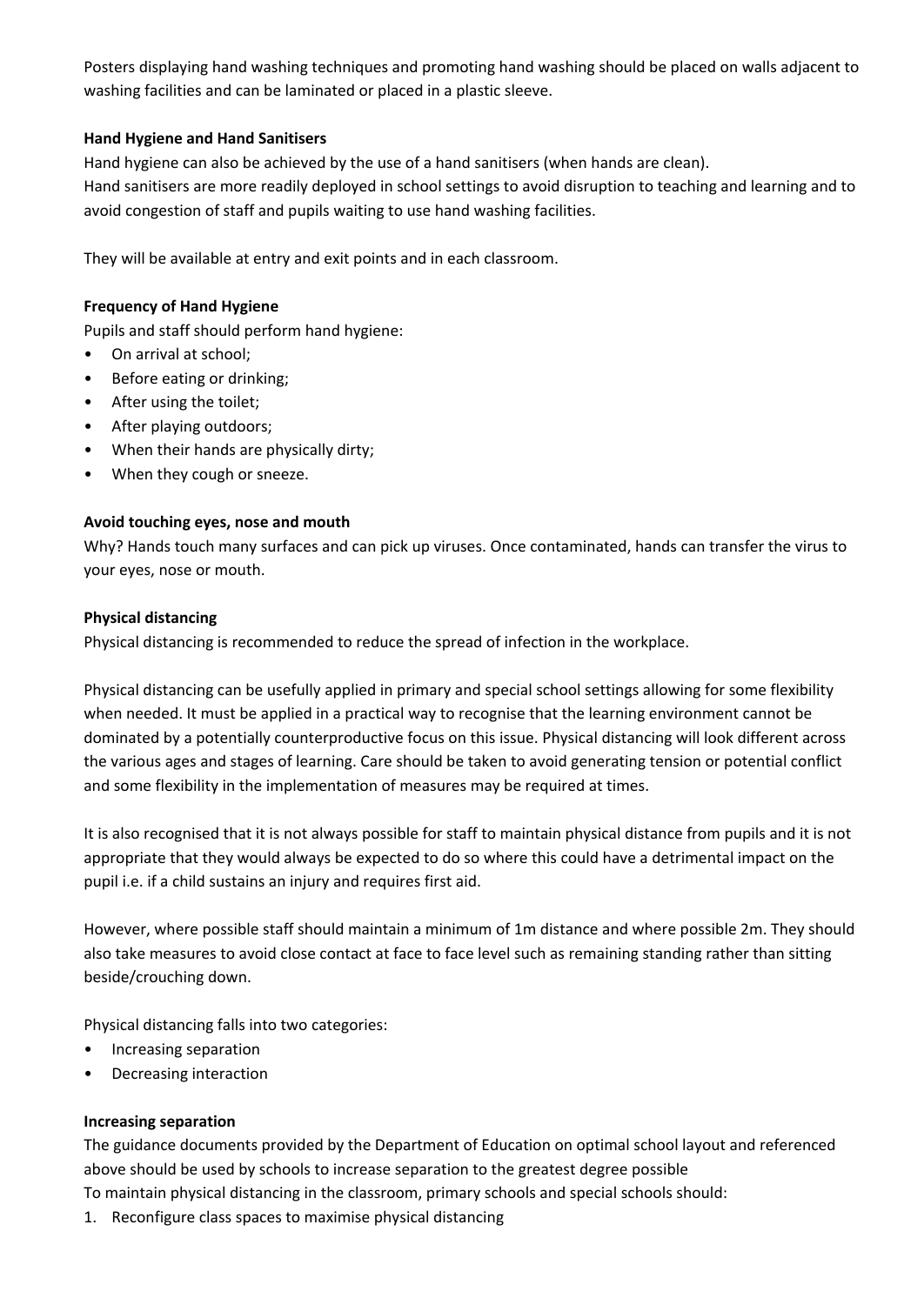Posters displaying hand washing techniques and promoting hand washing should be placed on walls adjacent to washing facilities and can be laminated or placed in a plastic sleeve.

**Hand Hygiene and Hand Sanitisers**

Hand hygiene can also be achieved by the use of a hand sanitisers (when hands are clean).
Hand sanitisers are more readily deployed in school settings to avoid disruption to teaching and learning and to avoid congestion of staff and pupils waiting to use hand washing facilities.

They will be available at entry and exit points and in each classroom.

**Frequency of Hand Hygiene**

Pupils and staff should perform hand hygiene:

- On arrival at school;
- Before eating or drinking;
- After using the toilet;
- After playing outdoors;
- When their hands are physically dirty;
- When they cough or sneeze.

**Avoid touching eyes, nose and mouth**

Why? Hands touch many surfaces and can pick up viruses. Once contaminated, hands can transfer the virus to your eyes, nose or mouth.

**Physical distancing**

Physical distancing is recommended to reduce the spread of infection in the workplace.

Physical distancing can be usefully applied in primary and special school settings allowing for some flexibility when needed. It must be applied in a practical way to recognise that the learning environment cannot be dominated by a potentially counterproductive focus on this issue. Physical distancing will look different across the various ages and stages of learning. Care should be taken to avoid generating tension or potential conflict and some flexibility in the implementation of measures may be required at times.

It is also recognised that it is not always possible for staff to maintain physical distance from pupils and it is not appropriate that they would always be expected to do so where this could have a detrimental impact on the pupil i.e. if a child sustains an injury and requires first aid.

However, where possible staff should maintain a minimum of 1m distance and where possible 2m. They should also take measures to avoid close contact at face to face level such as remaining standing rather than sitting beside/crouching down.

Physical distancing falls into two categories:

- Increasing separation
- Decreasing interaction

**Increasing separation**

The guidance documents provided by the Department of Education on optimal school layout and referenced above should be used by schools to increase separation to the greatest degree possible
To maintain physical distancing in the classroom, primary schools and special schools should:

1. Reconfigure class spaces to maximise physical distancing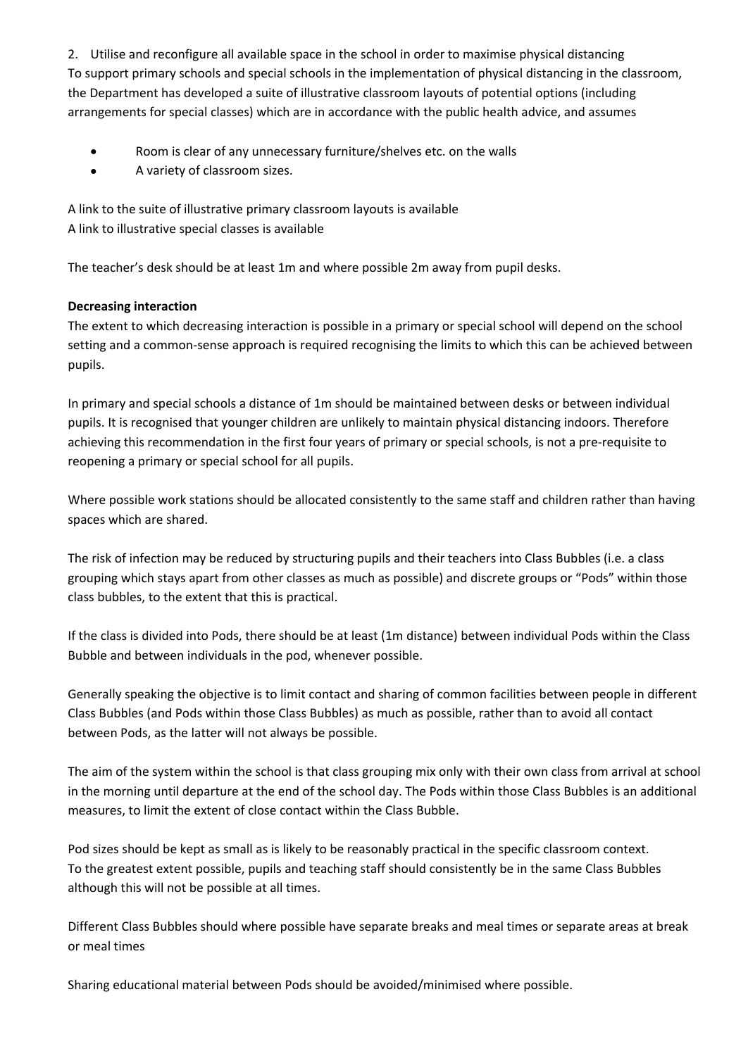2. Utilise and reconfigure all available space in the school in order to maximise physical distancing

To support primary schools and special schools in the implementation of physical distancing in the classroom, the Department has developed a suite of illustrative classroom layouts of potential options (including arrangements for special classes) which are in accordance with the public health advice, and assumes

- Room is clear of any unnecessary furniture/shelves etc. on the walls
- A variety of classroom sizes.

A link to the suite of illustrative primary classroom layouts is available
A link to illustrative special classes is available

The teacher's desk should be at least 1m and where possible 2m away from pupil desks.

**Decreasing interaction**

The extent to which decreasing interaction is possible in a primary or special school will depend on the school setting and a common-sense approach is required recognising the limits to which this can be achieved between pupils.

In primary and special schools a distance of 1m should be maintained between desks or between individual pupils. It is recognised that younger children are unlikely to maintain physical distancing indoors. Therefore achieving this recommendation in the first four years of primary or special schools, is not a pre-requisite to reopening a primary or special school for all pupils.

Where possible work stations should be allocated consistently to the same staff and children rather than having spaces which are shared.

The risk of infection may be reduced by structuring pupils and their teachers into Class Bubbles (i.e. a class grouping which stays apart from other classes as much as possible) and discrete groups or "Pods" within those class bubbles, to the extent that this is practical.

If the class is divided into Pods, there should be at least (1m distance) between individual Pods within the Class Bubble and between individuals in the pod, whenever possible.

Generally speaking the objective is to limit contact and sharing of common facilities between people in different Class Bubbles (and Pods within those Class Bubbles) as much as possible, rather than to avoid all contact between Pods, as the latter will not always be possible.

The aim of the system within the school is that class grouping mix only with their own class from arrival at school in the morning until departure at the end of the school day. The Pods within those Class Bubbles is an additional measures, to limit the extent of close contact within the Class Bubble.

Pod sizes should be kept as small as is likely to be reasonably practical in the specific classroom context.
To the greatest extent possible, pupils and teaching staff should consistently be in the same Class Bubbles although this will not be possible at all times.

Different Class Bubbles should where possible have separate breaks and meal times or separate areas at break or meal times

Sharing educational material between Pods should be avoided/minimised where possible.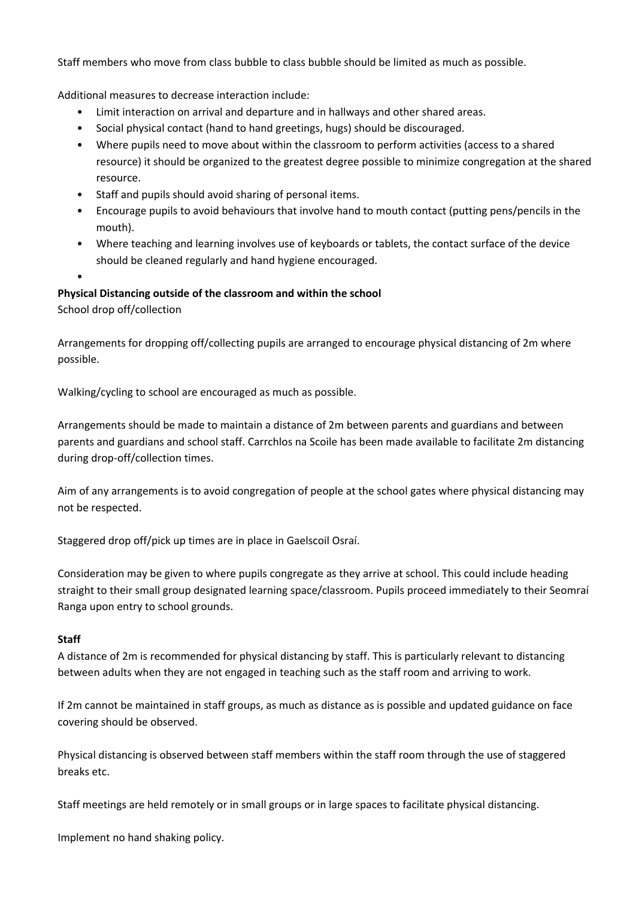Staff members who move from class bubble to class bubble should be limited as much as possible.

Additional measures to decrease interaction include:

- Limit interaction on arrival and departure and in hallways and other shared areas.
- Social physical contact (hand to hand greetings, hugs) should be discouraged.
- Where pupils need to move about within the classroom to perform activities (access to a shared resource) it should be organized to the greatest degree possible to minimize congregation at the shared resource.
- Staff and pupils should avoid sharing of personal items.
- Encourage pupils to avoid behaviours that involve hand to mouth contact (putting pens/pencils in the mouth).
- Where teaching and learning involves use of keyboards or tablets, the contact surface of the device should be cleaned regularly and hand hygiene encouraged.
-

**Physical Distancing outside of the classroom and within the school**

School drop off/collection

Arrangements for dropping off/collecting pupils are arranged to encourage physical distancing of 2m where possible.

Walking/cycling to school are encouraged as much as possible.

Arrangements should be made to maintain a distance of 2m between parents and guardians and between parents and guardians and school staff. Carrchlos na Scoile has been made available to facilitate 2m distancing during drop-off/collection times.

Aim of any arrangements is to avoid congregation of people at the school gates where physical distancing may not be respected.

Staggered drop off/pick up times are in place in Gaelscoil Osraí.

Consideration may be given to where pupils congregate as they arrive at school. This could include heading straight to their small group designated learning space/classroom. Pupils proceed immediately to their Seomraí Ranga upon entry to school grounds.

**Staff**

A distance of 2m is recommended for physical distancing by staff. This is particularly relevant to distancing between adults when they are not engaged in teaching such as the staff room and arriving to work.

If 2m cannot be maintained in staff groups, as much as distance as is possible and updated guidance on face covering should be observed.

Physical distancing is observed between staff members within the staff room through the use of staggered breaks etc.

Staff meetings are held remotely or in small groups or in large spaces to facilitate physical distancing.

Implement no hand shaking policy.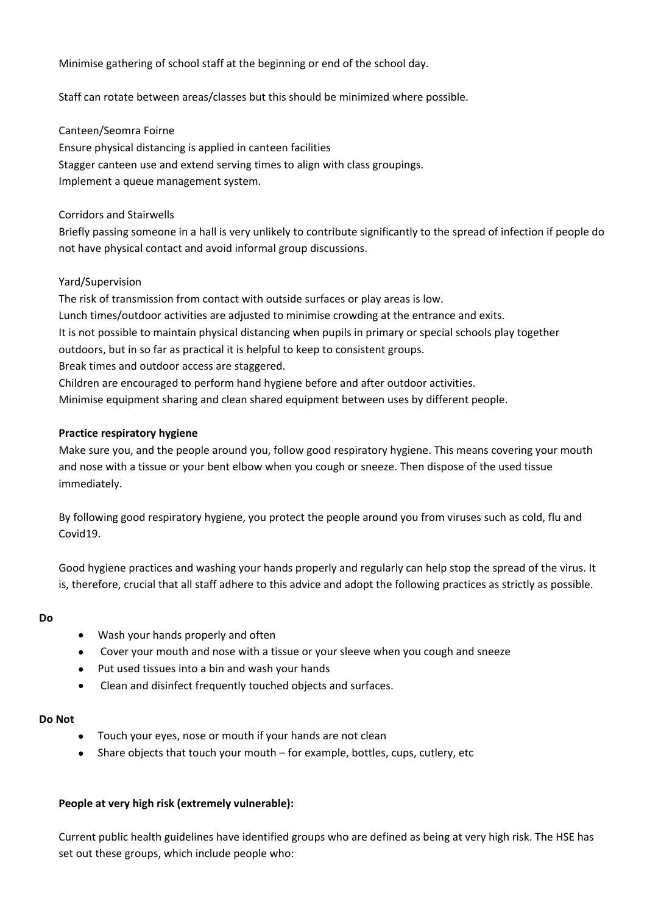Minimise gathering of school staff at the beginning or end of the school day.

Staff can rotate between areas/classes but this should be minimized where possible.

Canteen/Seomra Foirne
Ensure physical distancing is applied in canteen facilities
Stagger canteen use and extend serving times to align with class groupings.
Implement a queue management system.

Corridors and Stairwells
Briefly passing someone in a hall is very unlikely to contribute significantly to the spread of infection if people do not have physical contact and avoid informal group discussions.

Yard/Supervision
The risk of transmission from contact with outside surfaces or play areas is low.
Lunch times/outdoor activities are adjusted to minimise crowding at the entrance and exits.
It is not possible to maintain physical distancing when pupils in primary or special schools play together outdoors, but in so far as practical it is helpful to keep to consistent groups.
Break times and outdoor access are staggered.
Children are encouraged to perform hand hygiene before and after outdoor activities.
Minimise equipment sharing and clean shared equipment between uses by different people.

**Practice respiratory hygiene**

Make sure you, and the people around you, follow good respiratory hygiene. This means covering your mouth and nose with a tissue or your bent elbow when you cough or sneeze. Then dispose of the used tissue immediately.

By following good respiratory hygiene, you protect the people around you from viruses such as cold, flu and Covid19.

Good hygiene practices and washing your hands properly and regularly can help stop the spread of the virus. It is, therefore, crucial that all staff adhere to this advice and adopt the following practices as strictly as possible.

**Do**

- Wash your hands properly and often
- Cover your mouth and nose with a tissue or your sleeve when you cough and sneeze
- Put used tissues into a bin and wash your hands
- Clean and disinfect frequently touched objects and surfaces.

**Do Not**

- Touch your eyes, nose or mouth if your hands are not clean
- Share objects that touch your mouth – for example, bottles, cups, cutlery, etc

**People at very high risk (extremely vulnerable):**

Current public health guidelines have identified groups who are defined as being at very high risk. The HSE has set out these groups, which include people who: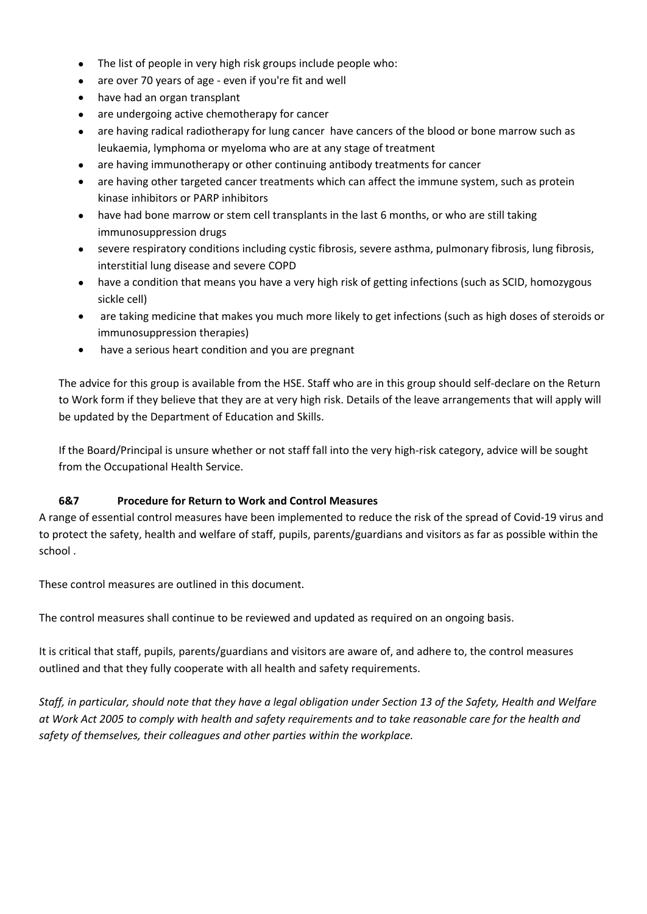- The list of people in very high risk groups include people who:
- are over 70 years of age - even if you're fit and well
- have had an organ transplant
- are undergoing active chemotherapy for cancer
- are having radical radiotherapy for lung cancer have cancers of the blood or bone marrow such as leukaemia, lymphoma or myeloma who are at any stage of treatment
- are having immunotherapy or other continuing antibody treatments for cancer
- are having other targeted cancer treatments which can affect the immune system, such as protein kinase inhibitors or PARP inhibitors
- have had bone marrow or stem cell transplants in the last 6 months, or who are still taking immunosuppression drugs
- severe respiratory conditions including cystic fibrosis, severe asthma, pulmonary fibrosis, lung fibrosis, interstitial lung disease and severe COPD
- have a condition that means you have a very high risk of getting infections (such as SCID, homozygous sickle cell)
- are taking medicine that makes you much more likely to get infections (such as high doses of steroids or immunosuppression therapies)
- have a serious heart condition and you are pregnant

The advice for this group is available from the HSE. Staff who are in this group should self-declare on the Return to Work form if they believe that they are at very high risk. Details of the leave arrangements that will apply will be updated by the Department of Education and Skills.

If the Board/Principal is unsure whether or not staff fall into the very high-risk category, advice will be sought from the Occupational Health Service.

### 6&7 Procedure for Return to Work and Control Measures

A range of essential control measures have been implemented to reduce the risk of the spread of Covid-19 virus and to protect the safety, health and welfare of staff, pupils, parents/guardians and visitors as far as possible within the school .

These control measures are outlined in this document.

The control measures shall continue to be reviewed and updated as required on an ongoing basis.

It is critical that staff, pupils, parents/guardians and visitors are aware of, and adhere to, the control measures outlined and that they fully cooperate with all health and safety requirements.

*Staff, in particular, should note that they have a legal obligation under Section 13 of the Safety, Health and Welfare at Work Act 2005 to comply with health and safety requirements and to take reasonable care for the health and safety of themselves, their colleagues and other parties within the workplace.*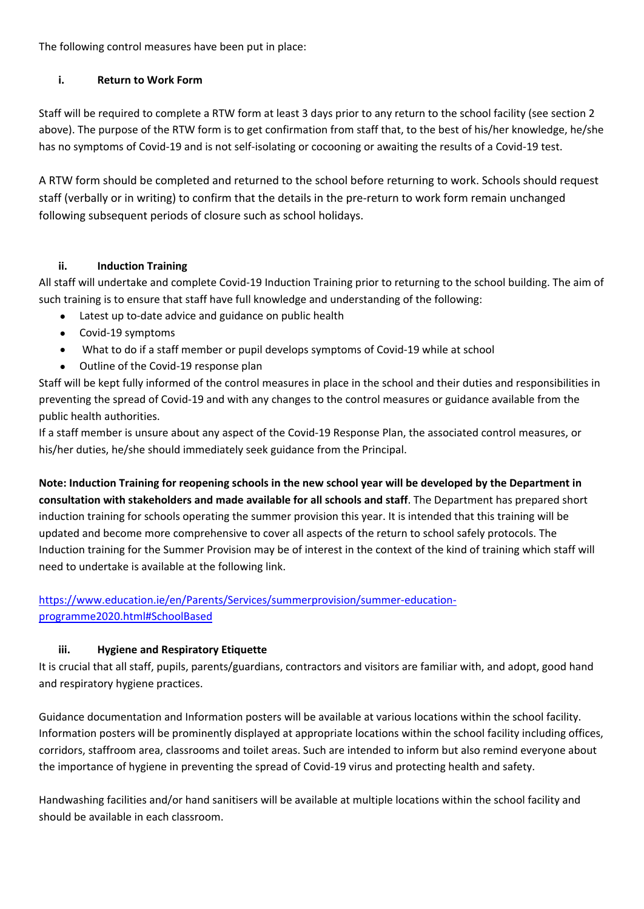The following control measures have been put in place:

### i. Return to Work Form

Staff will be required to complete a RTW form at least 3 days prior to any return to the school facility (see section 2 above). The purpose of the RTW form is to get confirmation from staff that, to the best of his/her knowledge, he/she has no symptoms of Covid-19 and is not self-isolating or cocooning or awaiting the results of a Covid-19 test.

A RTW form should be completed and returned to the school before returning to work. Schools should request staff (verbally or in writing) to confirm that the details in the pre-return to work form remain unchanged following subsequent periods of closure such as school holidays.

### ii. Induction Training

All staff will undertake and complete Covid-19 Induction Training prior to returning to the school building. The aim of such training is to ensure that staff have full knowledge and understanding of the following:

- Latest up to-date advice and guidance on public health
- Covid-19 symptoms
- What to do if a staff member or pupil develops symptoms of Covid-19 while at school
- Outline of the Covid-19 response plan

Staff will be kept fully informed of the control measures in place in the school and their duties and responsibilities in preventing the spread of Covid-19 and with any changes to the control measures or guidance available from the public health authorities.

If a staff member is unsure about any aspect of the Covid-19 Response Plan, the associated control measures, or his/her duties, he/she should immediately seek guidance from the Principal.

**Note: Induction Training for reopening schools in the new school year will be developed by the Department in consultation with stakeholders and made available for all schools and staff**. The Department has prepared short induction training for schools operating the summer provision this year. It is intended that this training will be updated and become more comprehensive to cover all aspects of the return to school safely protocols. The Induction training for the Summer Provision may be of interest in the context of the kind of training which staff will need to undertake is available at the following link.

[https://www.education.ie/en/Parents/Services/summerprovision/summer-education-programme2020.html#SchoolBased](https://www.education.ie/en/Parents/Services/summerprovision/summer-education-programme2020.html#SchoolBased)

### iii. Hygiene and Respiratory Etiquette

It is crucial that all staff, pupils, parents/guardians, contractors and visitors are familiar with, and adopt, good hand and respiratory hygiene practices.

Guidance documentation and Information posters will be available at various locations within the school facility. Information posters will be prominently displayed at appropriate locations within the school facility including offices, corridors, staffroom area, classrooms and toilet areas. Such are intended to inform but also remind everyone about the importance of hygiene in preventing the spread of Covid-19 virus and protecting health and safety.

Handwashing facilities and/or hand sanitisers will be available at multiple locations within the school facility and should be available in each classroom.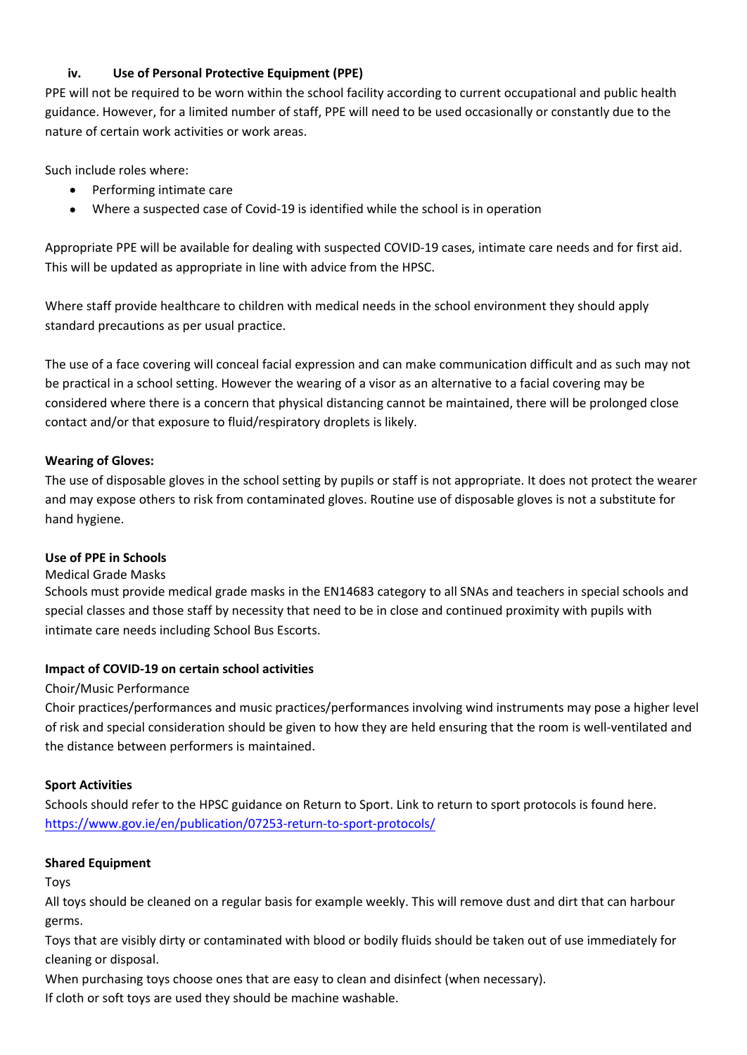### iv. Use of Personal Protective Equipment (PPE)

PPE will not be required to be worn within the school facility according to current occupational and public health guidance. However, for a limited number of staff, PPE will need to be used occasionally or constantly due to the nature of certain work activities or work areas.

Such include roles where:

- Performing intimate care
- Where a suspected case of Covid-19 is identified while the school is in operation

Appropriate PPE will be available for dealing with suspected COVID-19 cases, intimate care needs and for first aid. This will be updated as appropriate in line with advice from the HPSC.

Where staff provide healthcare to children with medical needs in the school environment they should apply standard precautions as per usual practice.

The use of a face covering will conceal facial expression and can make communication difficult and as such may not be practical in a school setting. However the wearing of a visor as an alternative to a facial covering may be considered where there is a concern that physical distancing cannot be maintained, there will be prolonged close contact and/or that exposure to fluid/respiratory droplets is likely.

**Wearing of Gloves:**

The use of disposable gloves in the school setting by pupils or staff is not appropriate. It does not protect the wearer and may expose others to risk from contaminated gloves. Routine use of disposable gloves is not a substitute for hand hygiene.

**Use of PPE in Schools**

Medical Grade Masks

Schools must provide medical grade masks in the EN14683 category to all SNAs and teachers in special schools and special classes and those staff by necessity that need to be in close and continued proximity with pupils with intimate care needs including School Bus Escorts.

**Impact of COVID-19 on certain school activities**

Choir/Music Performance

Choir practices/performances and music practices/performances involving wind instruments may pose a higher level of risk and special consideration should be given to how they are held ensuring that the room is well-ventilated and the distance between performers is maintained.

**Sport Activities**

Schools should refer to the HPSC guidance on Return to Sport. Link to return to sport protocols is found here. https://www.gov.ie/en/publication/07253-return-to-sport-protocols/

**Shared Equipment**

Toys

All toys should be cleaned on a regular basis for example weekly. This will remove dust and dirt that can harbour germs.

Toys that are visibly dirty or contaminated with blood or bodily fluids should be taken out of use immediately for cleaning or disposal.

When purchasing toys choose ones that are easy to clean and disinfect (when necessary).

If cloth or soft toys are used they should be machine washable.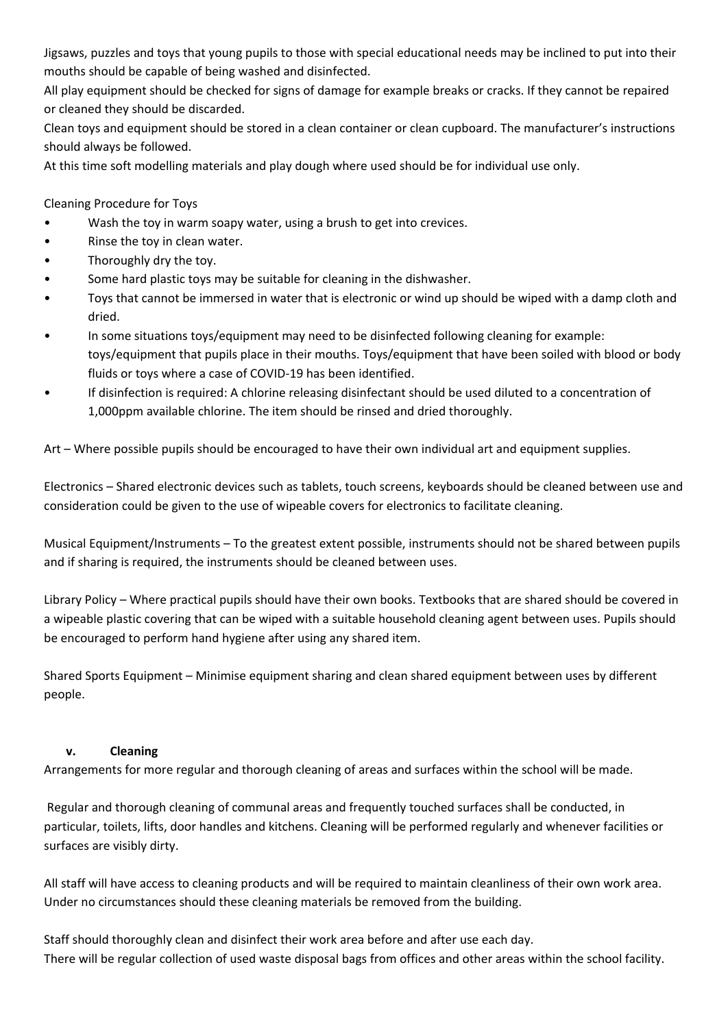Jigsaws, puzzles and toys that young pupils to those with special educational needs may be inclined to put into their mouths should be capable of being washed and disinfected.

All play equipment should be checked for signs of damage for example breaks or cracks. If they cannot be repaired or cleaned they should be discarded.

Clean toys and equipment should be stored in a clean container or clean cupboard. The manufacturer's instructions should always be followed.

At this time soft modelling materials and play dough where used should be for individual use only.

Cleaning Procedure for Toys

- Wash the toy in warm soapy water, using a brush to get into crevices.
- Rinse the toy in clean water.
- Thoroughly dry the toy.
- Some hard plastic toys may be suitable for cleaning in the dishwasher.
- Toys that cannot be immersed in water that is electronic or wind up should be wiped with a damp cloth and dried.
- In some situations toys/equipment may need to be disinfected following cleaning for example: toys/equipment that pupils place in their mouths. Toys/equipment that have been soiled with blood or body fluids or toys where a case of COVID-19 has been identified.
- If disinfection is required: A chlorine releasing disinfectant should be used diluted to a concentration of 1,000ppm available chlorine. The item should be rinsed and dried thoroughly.

Art – Where possible pupils should be encouraged to have their own individual art and equipment supplies.

Electronics – Shared electronic devices such as tablets, touch screens, keyboards should be cleaned between use and consideration could be given to the use of wipeable covers for electronics to facilitate cleaning.

Musical Equipment/Instruments – To the greatest extent possible, instruments should not be shared between pupils and if sharing is required, the instruments should be cleaned between uses.

Library Policy – Where practical pupils should have their own books. Textbooks that are shared should be covered in a wipeable plastic covering that can be wiped with a suitable household cleaning agent between uses. Pupils should be encouraged to perform hand hygiene after using any shared item.

Shared Sports Equipment – Minimise equipment sharing and clean shared equipment between uses by different people.

### v. Cleaning

Arrangements for more regular and thorough cleaning of areas and surfaces within the school will be made.

Regular and thorough cleaning of communal areas and frequently touched surfaces shall be conducted, in particular, toilets, lifts, door handles and kitchens. Cleaning will be performed regularly and whenever facilities or surfaces are visibly dirty.

All staff will have access to cleaning products and will be required to maintain cleanliness of their own work area. Under no circumstances should these cleaning materials be removed from the building.

Staff should thoroughly clean and disinfect their work area before and after use each day.

There will be regular collection of used waste disposal bags from offices and other areas within the school facility.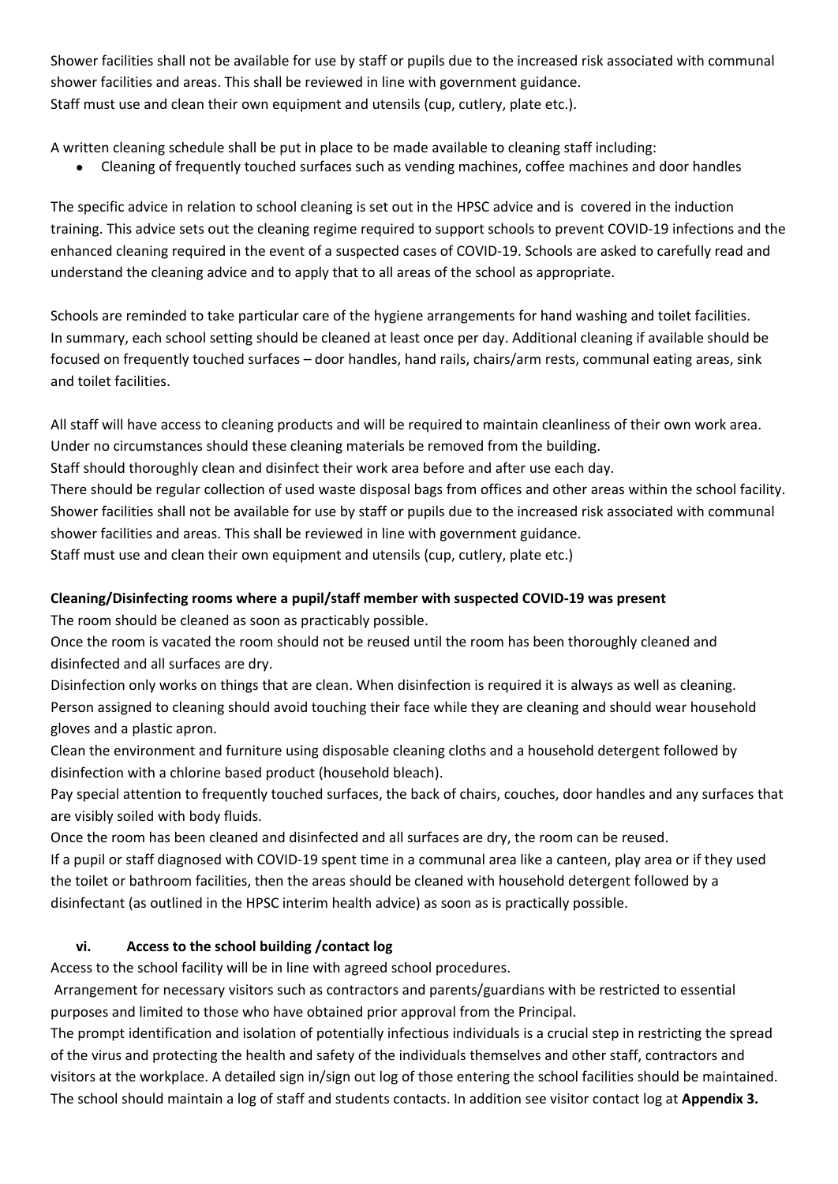Shower facilities shall not be available for use by staff or pupils due to the increased risk associated with communal shower facilities and areas. This shall be reviewed in line with government guidance.
Staff must use and clean their own equipment and utensils (cup, cutlery, plate etc.).

A written cleaning schedule shall be put in place to be made available to cleaning staff including:

- Cleaning of frequently touched surfaces such as vending machines, coffee machines and door handles

The specific advice in relation to school cleaning is set out in the HPSC advice and is covered in the induction training. This advice sets out the cleaning regime required to support schools to prevent COVID-19 infections and the enhanced cleaning required in the event of a suspected cases of COVID-19. Schools are asked to carefully read and understand the cleaning advice and to apply that to all areas of the school as appropriate.

Schools are reminded to take particular care of the hygiene arrangements for hand washing and toilet facilities. In summary, each school setting should be cleaned at least once per day. Additional cleaning if available should be focused on frequently touched surfaces – door handles, hand rails, chairs/arm rests, communal eating areas, sink and toilet facilities.

All staff will have access to cleaning products and will be required to maintain cleanliness of their own work area. Under no circumstances should these cleaning materials be removed from the building.
Staff should thoroughly clean and disinfect their work area before and after use each day.
There should be regular collection of used waste disposal bags from offices and other areas within the school facility.
Shower facilities shall not be available for use by staff or pupils due to the increased risk associated with communal shower facilities and areas. This shall be reviewed in line with government guidance.
Staff must use and clean their own equipment and utensils (cup, cutlery, plate etc.)

**Cleaning/Disinfecting rooms where a pupil/staff member with suspected COVID-19 was present**

The room should be cleaned as soon as practicably possible.
Once the room is vacated the room should not be reused until the room has been thoroughly cleaned and disinfected and all surfaces are dry.
Disinfection only works on things that are clean. When disinfection is required it is always as well as cleaning.
Person assigned to cleaning should avoid touching their face while they are cleaning and should wear household gloves and a plastic apron.
Clean the environment and furniture using disposable cleaning cloths and a household detergent followed by disinfection with a chlorine based product (household bleach).
Pay special attention to frequently touched surfaces, the back of chairs, couches, door handles and any surfaces that are visibly soiled with body fluids.
Once the room has been cleaned and disinfected and all surfaces are dry, the room can be reused.
If a pupil or staff diagnosed with COVID-19 spent time in a communal area like a canteen, play area or if they used the toilet or bathroom facilities, then the areas should be cleaned with household detergent followed by a disinfectant (as outlined in the HPSC interim health advice) as soon as is practically possible.

### vi. Access to the school building /contact log

Access to the school facility will be in line with agreed school procedures.
Arrangement for necessary visitors such as contractors and parents/guardians with be restricted to essential purposes and limited to those who have obtained prior approval from the Principal.
The prompt identification and isolation of potentially infectious individuals is a crucial step in restricting the spread of the virus and protecting the health and safety of the individuals themselves and other staff, contractors and visitors at the workplace. A detailed sign in/sign out log of those entering the school facilities should be maintained. The school should maintain a log of staff and students contacts. In addition see visitor contact log at **Appendix 3.**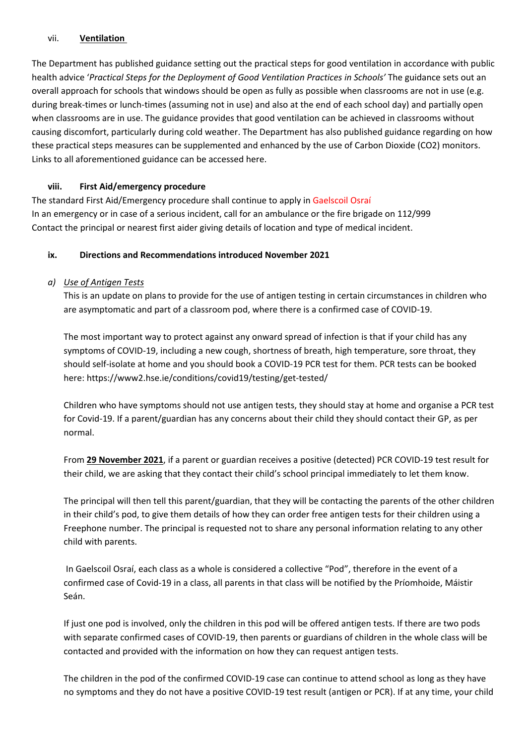### vii. **Ventilation**

The Department has published guidance setting out the practical steps for good ventilation in accordance with public health advice '*Practical Steps for the Deployment of Good Ventilation Practices in Schools'* The guidance sets out an overall approach for schools that windows should be open as fully as possible when classrooms are not in use (e.g. during break-times or lunch-times (assuming not in use) and also at the end of each school day) and partially open when classrooms are in use. The guidance provides that good ventilation can be achieved in classrooms without causing discomfort, particularly during cold weather. The Department has also published guidance regarding on how these practical steps measures can be supplemented and enhanced by the use of Carbon Dioxide ($CO_2$) monitors. Links to all aforementioned guidance can be accessed here.

### viii. **First Aid/emergency procedure**

The standard First Aid/Emergency procedure shall continue to apply in Gaelscoil Osraí
In an emergency or in case of a serious incident, call for an ambulance or the fire brigade on 112/999
Contact the principal or nearest first aider giving details of location and type of medical incident.

### ix. **Directions and Recommendations introduced November 2021**

*a) Use of Antigen Tests*

This is an update on plans to provide for the use of antigen testing in certain circumstances in children who are asymptomatic and part of a classroom pod, where there is a confirmed case of COVID-19.

The most important way to protect against any onward spread of infection is that if your child has any symptoms of COVID-19, including a new cough, shortness of breath, high temperature, sore throat, they should self-isolate at home and you should book a COVID-19 PCR test for them. PCR tests can be booked here: https://www2.hse.ie/conditions/covid19/testing/get-tested/

Children who have symptoms should not use antigen tests, they should stay at home and organise a PCR test for Covid-19. If a parent/guardian has any concerns about their child they should contact their GP, as per normal.

From **29 November 2021**, if a parent or guardian receives a positive (detected) PCR COVID-19 test result for their child, we are asking that they contact their child's school principal immediately to let them know.

The principal will then tell this parent/guardian, that they will be contacting the parents of the other children in their child's pod, to give them details of how they can order free antigen tests for their children using a Freephone number. The principal is requested not to share any personal information relating to any other child with parents.

In Gaelscoil Osraí, each class as a whole is considered a collective "Pod", therefore in the event of a confirmed case of Covid-19 in a class, all parents in that class will be notified by the Príomhoide, Máistir Seán.

If just one pod is involved, only the children in this pod will be offered antigen tests. If there are two pods with separate confirmed cases of COVID-19, then parents or guardians of children in the whole class will be contacted and provided with the information on how they can request antigen tests.

The children in the pod of the confirmed COVID-19 case can continue to attend school as long as they have no symptoms and they do not have a positive COVID-19 test result (antigen or PCR). If at any time, your child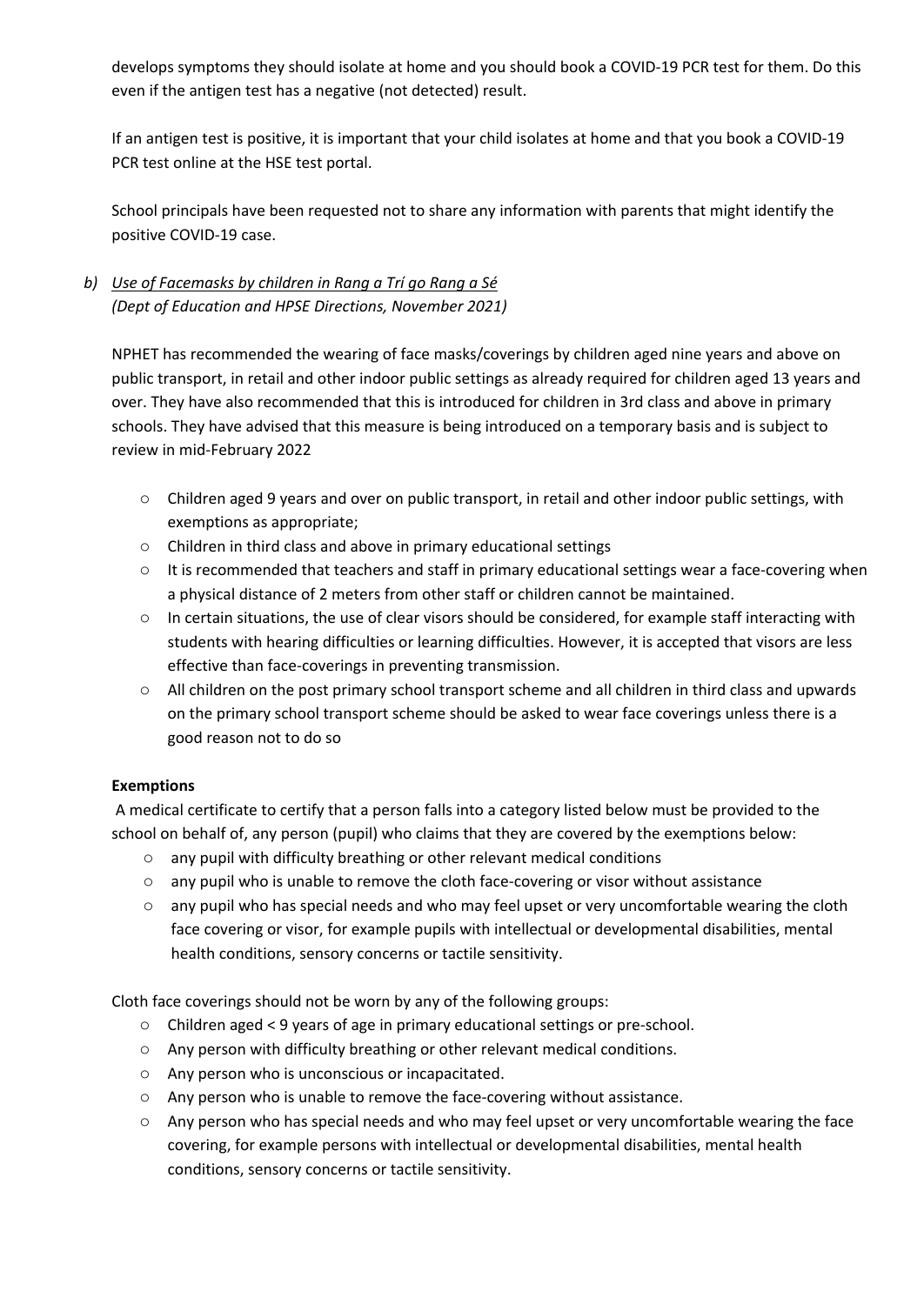develops symptoms they should isolate at home and you should book a COVID-19 PCR test for them. Do this even if the antigen test has a negative (not detected) result.

If an antigen test is positive, it is important that your child isolates at home and that you book a COVID-19 PCR test online at the HSE test portal.

School principals have been requested not to share any information with parents that might identify the positive COVID-19 case.

*b) <u>Use of Facemasks by children in Rang a Trí go Rang a Sé</u>*
*(Dept of Education and HPSE Directions, November 2021)*

NPHET has recommended the wearing of face masks/coverings by children aged nine years and above on public transport, in retail and other indoor public settings as already required for children aged 13 years and over. They have also recommended that this is introduced for children in 3rd class and above in primary schools. They have advised that this measure is being introduced on a temporary basis and is subject to review in mid-February 2022

- Children aged 9 years and over on public transport, in retail and other indoor public settings, with exemptions as appropriate;
- Children in third class and above in primary educational settings
- It is recommended that teachers and staff in primary educational settings wear a face-covering when a physical distance of 2 meters from other staff or children cannot be maintained.
- In certain situations, the use of clear visors should be considered, for example staff interacting with students with hearing difficulties or learning difficulties. However, it is accepted that visors are less effective than face-coverings in preventing transmission.
- All children on the post primary school transport scheme and all children in third class and upwards on the primary school transport scheme should be asked to wear face coverings unless there is a good reason not to do so

**Exemptions**

A medical certificate to certify that a person falls into a category listed below must be provided to the school on behalf of, any person (pupil) who claims that they are covered by the exemptions below:

- any pupil with difficulty breathing or other relevant medical conditions
- any pupil who is unable to remove the cloth face-covering or visor without assistance
- any pupil who has special needs and who may feel upset or very uncomfortable wearing the cloth face covering or visor, for example pupils with intellectual or developmental disabilities, mental health conditions, sensory concerns or tactile sensitivity.

Cloth face coverings should not be worn by any of the following groups:

- Children aged < 9 years of age in primary educational settings or pre-school.
- Any person with difficulty breathing or other relevant medical conditions.
- Any person who is unconscious or incapacitated.
- Any person who is unable to remove the face-covering without assistance.
- Any person who has special needs and who may feel upset or very uncomfortable wearing the face covering, for example persons with intellectual or developmental disabilities, mental health conditions, sensory concerns or tactile sensitivity.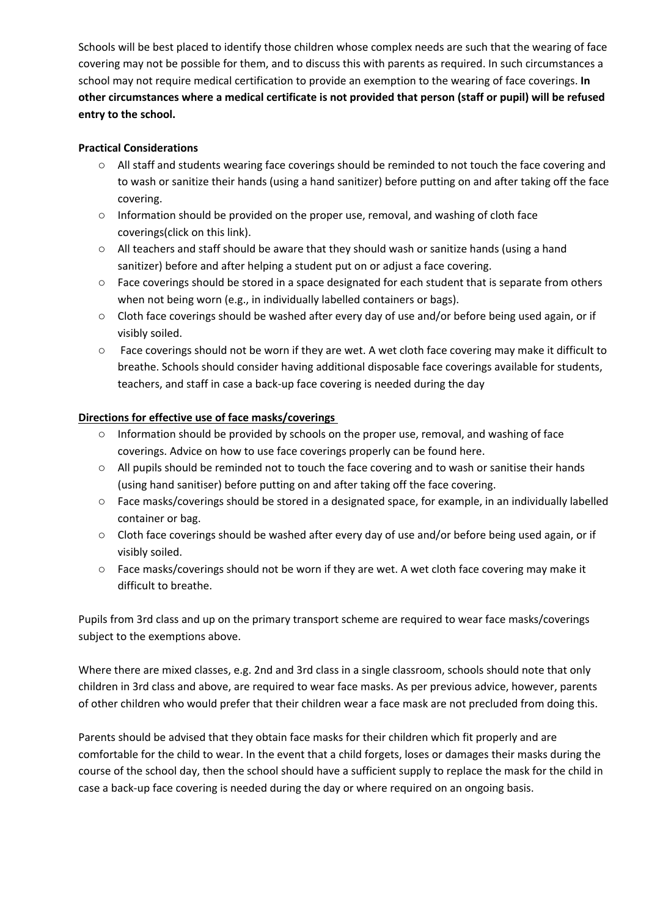Schools will be best placed to identify those children whose complex needs are such that the wearing of face covering may not be possible for them, and to discuss this with parents as required. In such circumstances a school may not require medical certification to provide an exemption to the wearing of face coverings. **In other circumstances where a medical certificate is not provided that person (staff or pupil) will be refused entry to the school.**

**Practical Considerations**

- All staff and students wearing face coverings should be reminded to not touch the face covering and to wash or sanitize their hands (using a hand sanitizer) before putting on and after taking off the face covering.
- Information should be provided on the proper use, removal, and washing of cloth face coverings(click on this link).
- All teachers and staff should be aware that they should wash or sanitize hands (using a hand sanitizer) before and after helping a student put on or adjust a face covering.
- Face coverings should be stored in a space designated for each student that is separate from others when not being worn (e.g., in individually labelled containers or bags).
- Cloth face coverings should be washed after every day of use and/or before being used again, or if visibly soiled.
- Face coverings should not be worn if they are wet. A wet cloth face covering may make it difficult to breathe. Schools should consider having additional disposable face coverings available for students, teachers, and staff in case a back-up face covering is needed during the day

**<u>Directions for effective use of face masks/coverings</u>**

- Information should be provided by schools on the proper use, removal, and washing of face coverings. Advice on how to use face coverings properly can be found here.
- All pupils should be reminded not to touch the face covering and to wash or sanitise their hands (using hand sanitiser) before putting on and after taking off the face covering.
- Face masks/coverings should be stored in a designated space, for example, in an individually labelled container or bag.
- Cloth face coverings should be washed after every day of use and/or before being used again, or if visibly soiled.
- Face masks/coverings should not be worn if they are wet. A wet cloth face covering may make it difficult to breathe.

Pupils from 3rd class and up on the primary transport scheme are required to wear face masks/coverings subject to the exemptions above.

Where there are mixed classes, e.g. 2nd and 3rd class in a single classroom, schools should note that only children in 3rd class and above, are required to wear face masks. As per previous advice, however, parents of other children who would prefer that their children wear a face mask are not precluded from doing this.

Parents should be advised that they obtain face masks for their children which fit properly and are comfortable for the child to wear. In the event that a child forgets, loses or damages their masks during the course of the school day, then the school should have a sufficient supply to replace the mask for the child in case a back-up face covering is needed during the day or where required on an ongoing basis.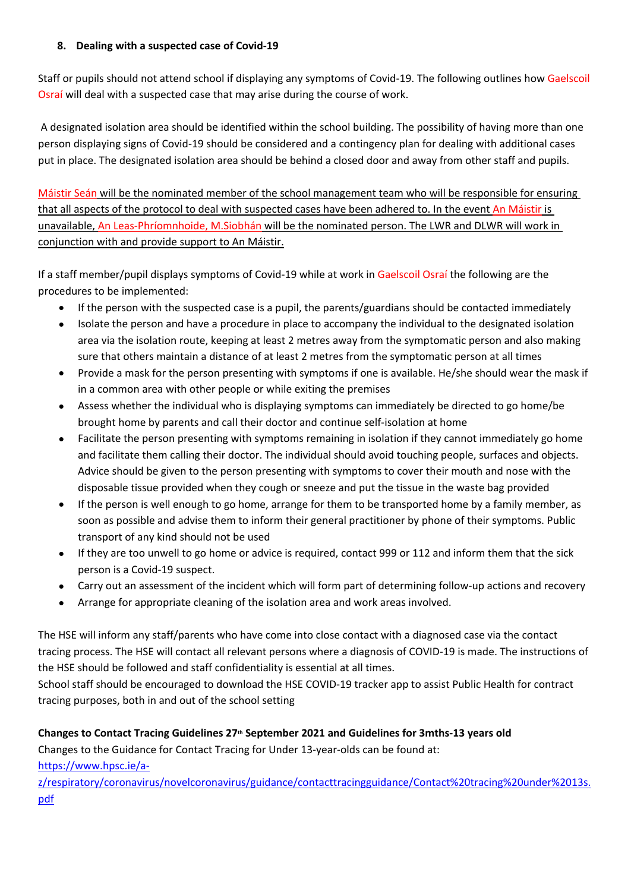## 8. Dealing with a suspected case of Covid-19

Staff or pupils should not attend school if displaying any symptoms of Covid-19. The following outlines how Gaelscoil Osraí will deal with a suspected case that may arise during the course of work.

A designated isolation area should be identified within the school building. The possibility of having more than one person displaying signs of Covid-19 should be considered and a contingency plan for dealing with additional cases put in place. The designated isolation area should be behind a closed door and away from other staff and pupils.

Máistir Seán will be the nominated member of the school management team who will be responsible for ensuring that all aspects of the protocol to deal with suspected cases have been adhered to. In the event An Máistir is unavailable, An Leas-Phríomhoide, M.Siobhán will be the nominated person. The LWR and DLWR will work in conjunction with and provide support to An Máistir.

If a staff member/pupil displays symptoms of Covid-19 while at work in Gaelscoil Osraí the following are the procedures to be implemented:

- If the person with the suspected case is a pupil, the parents/guardians should be contacted immediately
- Isolate the person and have a procedure in place to accompany the individual to the designated isolation area via the isolation route, keeping at least 2 metres away from the symptomatic person and also making sure that others maintain a distance of at least 2 metres from the symptomatic person at all times
- Provide a mask for the person presenting with symptoms if one is available. He/she should wear the mask if in a common area with other people or while exiting the premises
- Assess whether the individual who is displaying symptoms can immediately be directed to go home/be brought home by parents and call their doctor and continue self-isolation at home
- Facilitate the person presenting with symptoms remaining in isolation if they cannot immediately go home and facilitate them calling their doctor. The individual should avoid touching people, surfaces and objects. Advice should be given to the person presenting with symptoms to cover their mouth and nose with the disposable tissue provided when they cough or sneeze and put the tissue in the waste bag provided
- If the person is well enough to go home, arrange for them to be transported home by a family member, as soon as possible and advise them to inform their general practitioner by phone of their symptoms. Public transport of any kind should not be used
- If they are too unwell to go home or advice is required, contact 999 or 112 and inform them that the sick person is a Covid-19 suspect.
- Carry out an assessment of the incident which will form part of determining follow-up actions and recovery
- Arrange for appropriate cleaning of the isolation area and work areas involved.

The HSE will inform any staff/parents who have come into close contact with a diagnosed case via the contact tracing process. The HSE will contact all relevant persons where a diagnosis of COVID-19 is made. The instructions of the HSE should be followed and staff confidentiality is essential at all times.
School staff should be encouraged to download the HSE COVID-19 tracker app to assist Public Health for contract tracing purposes, both in and out of the school setting

**Changes to Contact Tracing Guidelines 27th September 2021 and Guidelines for 3mths-13 years old**

Changes to the Guidance for Contact Tracing for Under 13-year-olds can be found at:
https://www.hpsc.ie/a-z/respiratory/coronavirus/novelcoronavirus/guidance/contacttracingguidance/Contact%20tracing%20under%2013s.pdf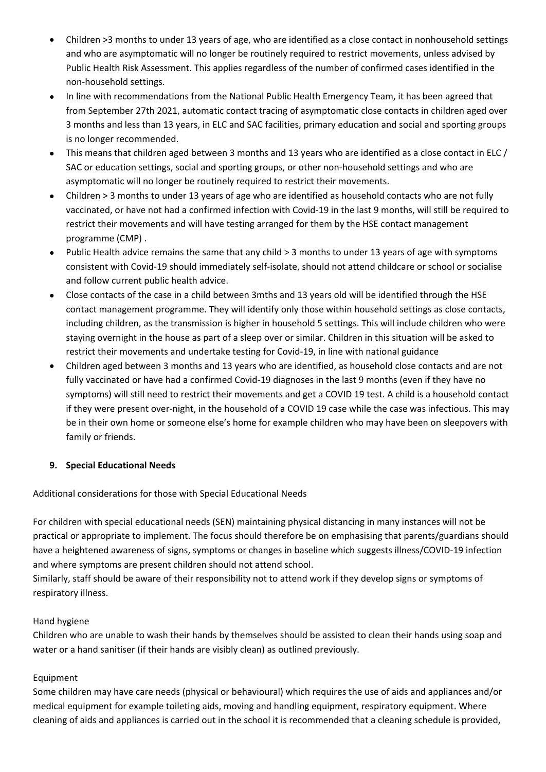- Children >3 months to under 13 years of age, who are identified as a close contact in nonhousehold settings and who are asymptomatic will no longer be routinely required to restrict movements, unless advised by Public Health Risk Assessment. This applies regardless of the number of confirmed cases identified in the non-household settings.
- In line with recommendations from the National Public Health Emergency Team, it has been agreed that from September 27th 2021, automatic contact tracing of asymptomatic close contacts in children aged over 3 months and less than 13 years, in ELC and SAC facilities, primary education and social and sporting groups is no longer recommended.
- This means that children aged between 3 months and 13 years who are identified as a close contact in ELC / SAC or education settings, social and sporting groups, or other non-household settings and who are asymptomatic will no longer be routinely required to restrict their movements.
- Children > 3 months to under 13 years of age who are identified as household contacts who are not fully vaccinated, or have not had a confirmed infection with Covid-19 in the last 9 months, will still be required to restrict their movements and will have testing arranged for them by the HSE contact management programme (CMP) .
- Public Health advice remains the same that any child > 3 months to under 13 years of age with symptoms consistent with Covid-19 should immediately self-isolate, should not attend childcare or school or socialise and follow current public health advice.
- Close contacts of the case in a child between 3mths and 13 years old will be identified through the HSE contact management programme. They will identify only those within household settings as close contacts, including children, as the transmission is higher in household 5 settings. This will include children who were staying overnight in the house as part of a sleep over or similar. Children in this situation will be asked to restrict their movements and undertake testing for Covid-19, in line with national guidance
- Children aged between 3 months and 13 years who are identified, as household close contacts and are not fully vaccinated or have had a confirmed Covid-19 diagnoses in the last 9 months (even if they have no symptoms) will still need to restrict their movements and get a COVID 19 test. A child is a household contact if they were present over-night, in the household of a COVID 19 case while the case was infectious. This may be in their own home or someone else's home for example children who may have been on sleepovers with family or friends.

## 9. Special Educational Needs

Additional considerations for those with Special Educational Needs

For children with special educational needs (SEN) maintaining physical distancing in many instances will not be practical or appropriate to implement. The focus should therefore be on emphasising that parents/guardians should have a heightened awareness of signs, symptoms or changes in baseline which suggests illness/COVID-19 infection and where symptoms are present children should not attend school.
Similarly, staff should be aware of their responsibility not to attend work if they develop signs or symptoms of respiratory illness.

Hand hygiene
Children who are unable to wash their hands by themselves should be assisted to clean their hands using soap and water or a hand sanitiser (if their hands are visibly clean) as outlined previously.

Equipment
Some children may have care needs (physical or behavioural) which requires the use of aids and appliances and/or medical equipment for example toileting aids, moving and handling equipment, respiratory equipment. Where cleaning of aids and appliances is carried out in the school it is recommended that a cleaning schedule is provided,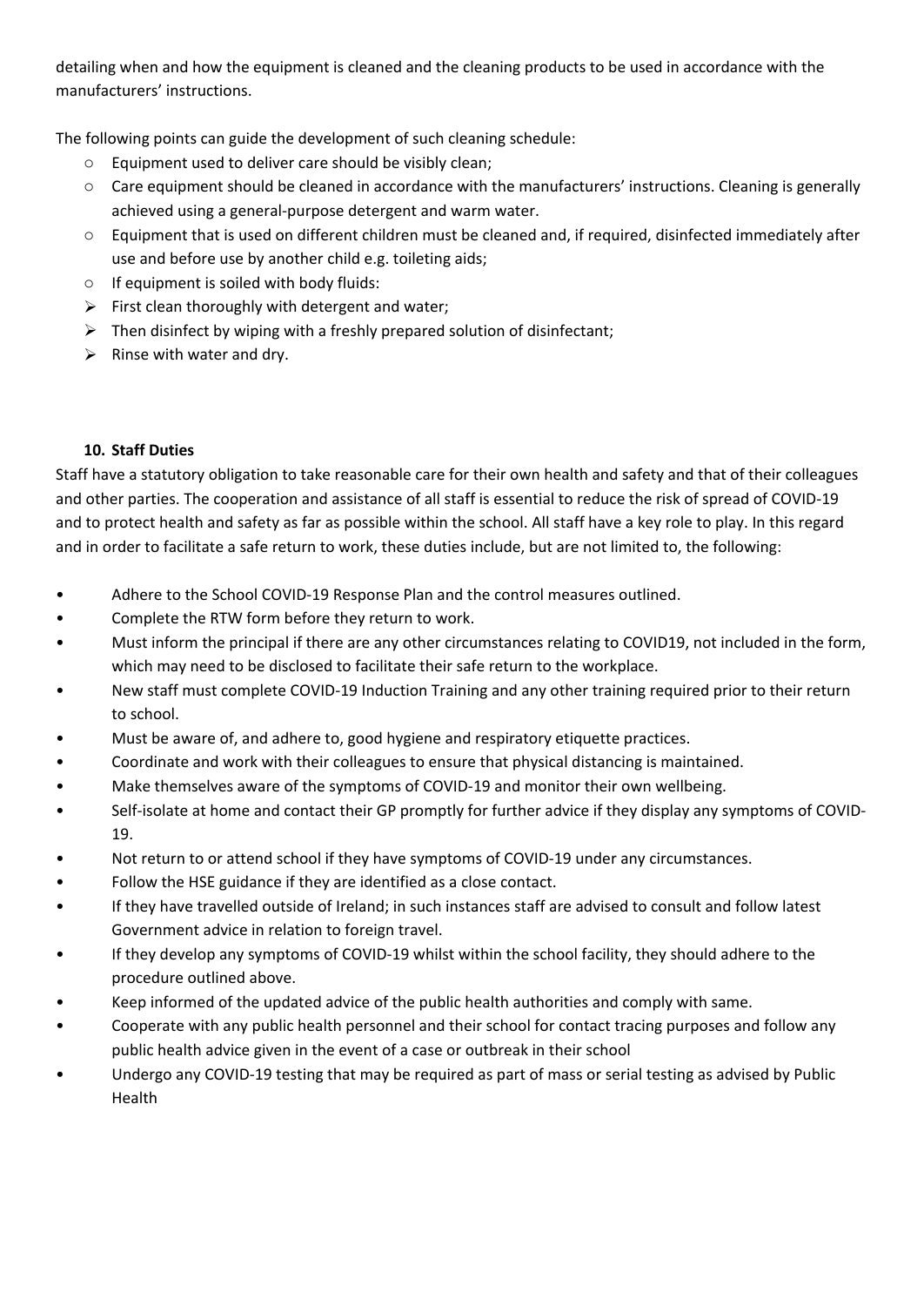detailing when and how the equipment is cleaned and the cleaning products to be used in accordance with the manufacturers' instructions.

The following points can guide the development of such cleaning schedule:

- Equipment used to deliver care should be visibly clean;
- Care equipment should be cleaned in accordance with the manufacturers' instructions. Cleaning is generally achieved using a general-purpose detergent and warm water.
- Equipment that is used on different children must be cleaned and, if required, disinfected immediately after use and before use by another child e.g. toileting aids;
- If equipment is soiled with body fluids:
  - First clean thoroughly with detergent and water;
  - Then disinfect by wiping with a freshly prepared solution of disinfectant;
  - Rinse with water and dry.

#### 10. Staff Duties

Staff have a statutory obligation to take reasonable care for their own health and safety and that of their colleagues and other parties. The cooperation and assistance of all staff is essential to reduce the risk of spread of COVID-19 and to protect health and safety as far as possible within the school. All staff have a key role to play. In this regard and in order to facilitate a safe return to work, these duties include, but are not limited to, the following:

- Adhere to the School COVID-19 Response Plan and the control measures outlined.
- Complete the RTW form before they return to work.
- Must inform the principal if there are any other circumstances relating to COVID19, not included in the form, which may need to be disclosed to facilitate their safe return to the workplace.
- New staff must complete COVID-19 Induction Training and any other training required prior to their return to school.
- Must be aware of, and adhere to, good hygiene and respiratory etiquette practices.
- Coordinate and work with their colleagues to ensure that physical distancing is maintained.
- Make themselves aware of the symptoms of COVID-19 and monitor their own wellbeing.
- Self-isolate at home and contact their GP promptly for further advice if they display any symptoms of COVID-19.
- Not return to or attend school if they have symptoms of COVID-19 under any circumstances.
- Follow the HSE guidance if they are identified as a close contact.
- If they have travelled outside of Ireland; in such instances staff are advised to consult and follow latest Government advice in relation to foreign travel.
- If they develop any symptoms of COVID-19 whilst within the school facility, they should adhere to the procedure outlined above.
- Keep informed of the updated advice of the public health authorities and comply with same.
- Cooperate with any public health personnel and their school for contact tracing purposes and follow any public health advice given in the event of a case or outbreak in their school
- Undergo any COVID-19 testing that may be required as part of mass or serial testing as advised by Public Health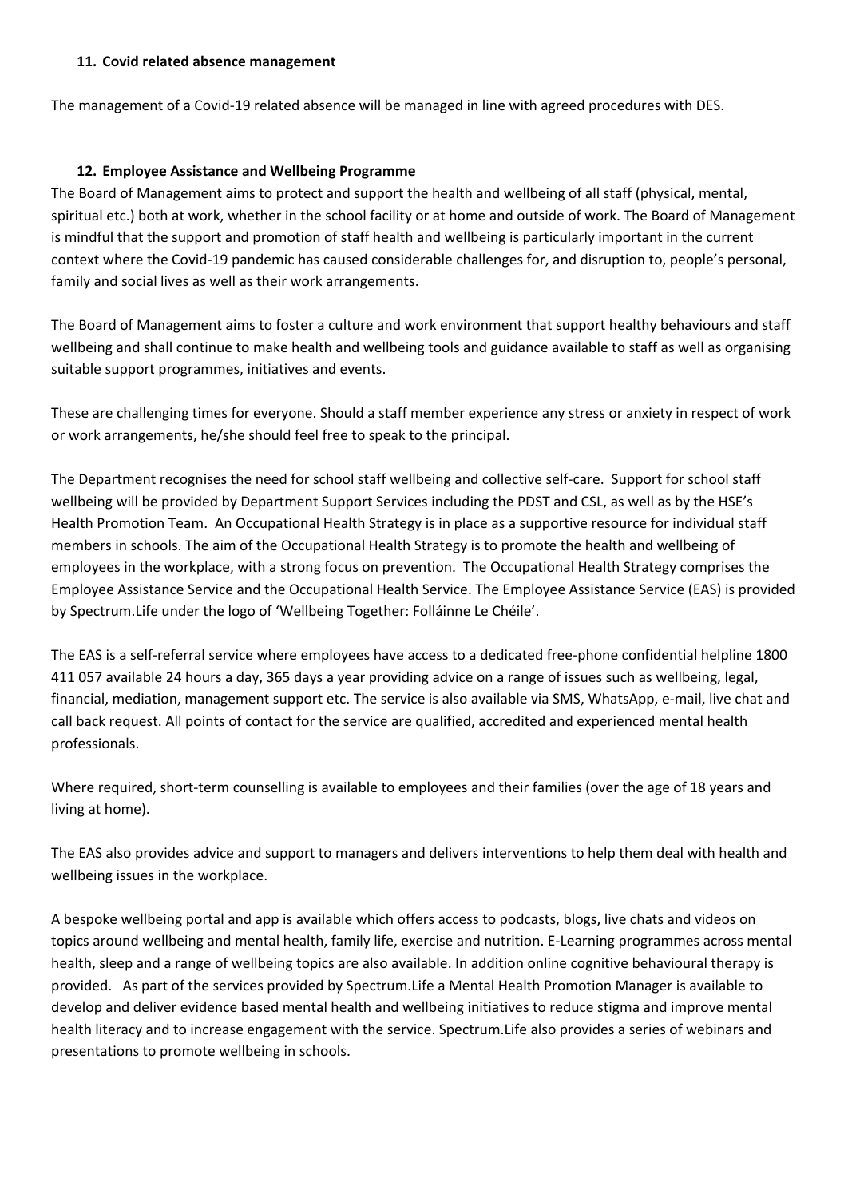### 11. Covid related absence management

The management of a Covid-19 related absence will be managed in line with agreed procedures with DES.

### 12. Employee Assistance and Wellbeing Programme

The Board of Management aims to protect and support the health and wellbeing of all staff (physical, mental, spiritual etc.) both at work, whether in the school facility or at home and outside of work. The Board of Management is mindful that the support and promotion of staff health and wellbeing is particularly important in the current context where the Covid-19 pandemic has caused considerable challenges for, and disruption to, people's personal, family and social lives as well as their work arrangements.

The Board of Management aims to foster a culture and work environment that support healthy behaviours and staff wellbeing and shall continue to make health and wellbeing tools and guidance available to staff as well as organising suitable support programmes, initiatives and events.

These are challenging times for everyone. Should a staff member experience any stress or anxiety in respect of work or work arrangements, he/she should feel free to speak to the principal.

The Department recognises the need for school staff wellbeing and collective self-care. Support for school staff wellbeing will be provided by Department Support Services including the PDST and CSL, as well as by the HSE's Health Promotion Team. An Occupational Health Strategy is in place as a supportive resource for individual staff members in schools. The aim of the Occupational Health Strategy is to promote the health and wellbeing of employees in the workplace, with a strong focus on prevention. The Occupational Health Strategy comprises the Employee Assistance Service and the Occupational Health Service. The Employee Assistance Service (EAS) is provided by Spectrum.Life under the logo of 'Wellbeing Together: Folláinne Le Chéile'.

The EAS is a self-referral service where employees have access to a dedicated free-phone confidential helpline 1800 411 057 available 24 hours a day, 365 days a year providing advice on a range of issues such as wellbeing, legal, financial, mediation, management support etc. The service is also available via SMS, WhatsApp, e-mail, live chat and call back request. All points of contact for the service are qualified, accredited and experienced mental health professionals.

Where required, short-term counselling is available to employees and their families (over the age of 18 years and living at home).

The EAS also provides advice and support to managers and delivers interventions to help them deal with health and wellbeing issues in the workplace.

A bespoke wellbeing portal and app is available which offers access to podcasts, blogs, live chats and videos on topics around wellbeing and mental health, family life, exercise and nutrition. E-Learning programmes across mental health, sleep and a range of wellbeing topics are also available. In addition online cognitive behavioural therapy is provided. As part of the services provided by Spectrum.Life a Mental Health Promotion Manager is available to develop and deliver evidence based mental health and wellbeing initiatives to reduce stigma and improve mental health literacy and to increase engagement with the service. Spectrum.Life also provides a series of webinars and presentations to promote wellbeing in schools.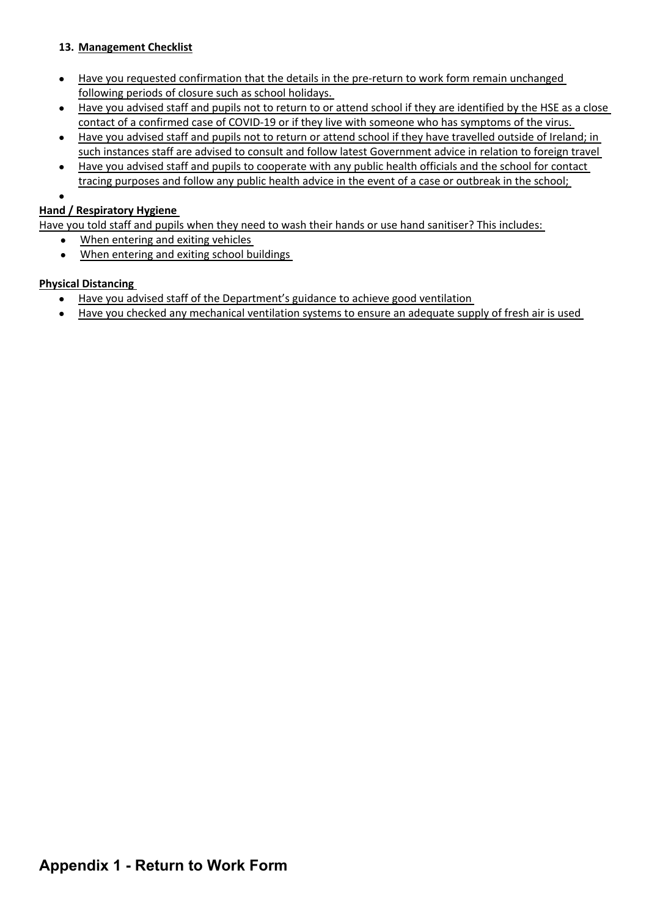### 13. Management Checklist

- Have you requested confirmation that the details in the pre-return to work form remain unchanged following periods of closure such as school holidays.
- Have you advised staff and pupils not to return to or attend school if they are identified by the HSE as a close contact of a confirmed case of COVID-19 or if they live with someone who has symptoms of the virus.
- Have you advised staff and pupils not to return or attend school if they have travelled outside of Ireland; in such instances staff are advised to consult and follow latest Government advice in relation to foreign travel
- Have you advised staff and pupils to cooperate with any public health officials and the school for contact tracing purposes and follow any public health advice in the event of a case or outbreak in the school;
-

**Hand / Respiratory Hygiene**

Have you told staff and pupils when they need to wash their hands or use hand sanitiser? This includes:

- When entering and exiting vehicles
- When entering and exiting school buildings

**Physical Distancing**

- Have you advised staff of the Department's guidance to achieve good ventilation
- Have you checked any mechanical ventilation systems to ensure an adequate supply of fresh air is used

## Appendix 1 - Return to Work Form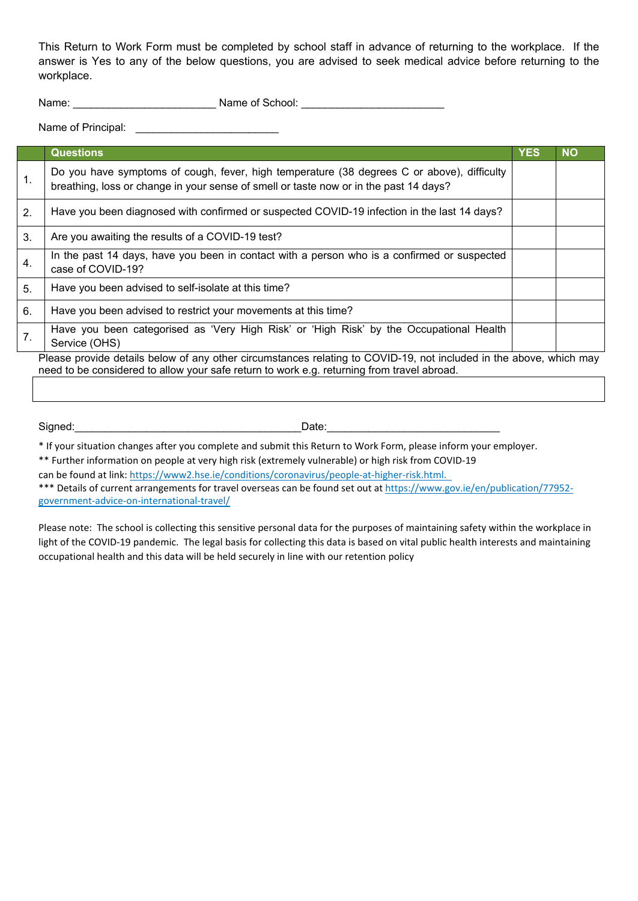This Return to Work Form must be completed by school staff in advance of returning to the workplace. If the answer is Yes to any of the below questions, you are advised to seek medical advice before returning to the workplace.

Name: ________________________ Name of School: ________________________

Name of Principal: ________________________

| | Questions | YES | NO |
|---|---|---|---|
| 1. | Do you have symptoms of cough, fever, high temperature (38 degrees C or above), difficulty breathing, loss or change in your sense of smell or taste now or in the past 14 days? | | |
| 2. | Have you been diagnosed with confirmed or suspected COVID-19 infection in the last 14 days? | | |
| 3. | Are you awaiting the results of a COVID-19 test? | | |
| 4. | In the past 14 days, have you been in contact with a person who is a confirmed or suspected case of COVID-19? | | |
| 5. | Have you been advised to self-isolate at this time? | | |
| 6. | Have you been advised to restrict your movements at this time? | | |
| 7. | Have you been categorised as 'Very High Risk' or 'High Risk' by the Occupational Health Service (OHS) | | |

Please provide details below of any other circumstances relating to COVID-19, not included in the above, which may need to be considered to allow your safe return to work e.g. returning from travel abroad.

| |
|---|
| |

Signed:_______________________________________ Date:_____________________________

* If your situation changes after you complete and submit this Return to Work Form, please inform your employer.

** Further information on people at very high risk (extremely vulnerable) or high risk from COVID-19 can be found at link: https://www2.hse.ie/conditions/coronavirus/people-at-higher-risk.html.

*** Details of current arrangements for travel overseas can be found set out at https://www.gov.ie/en/publication/77952-government-advice-on-international-travel/

Please note: The school is collecting this sensitive personal data for the purposes of maintaining safety within the workplace in light of the COVID-19 pandemic. The legal basis for collecting this data is based on vital public health interests and maintaining occupational health and this data will be held securely in line with our retention policy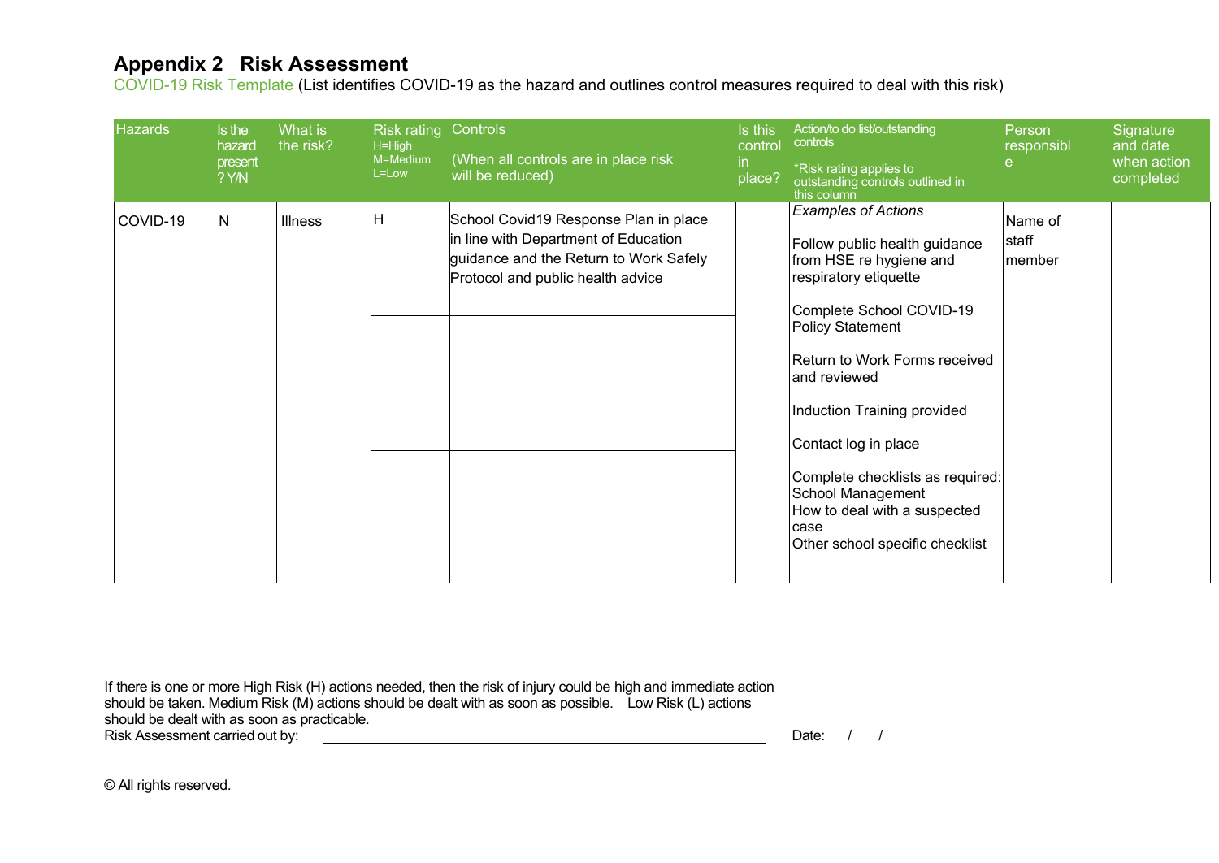# Appendix 2 Risk Assessment

COVID-19 Risk Template (List identifies COVID-19 as the hazard and outlines control measures required to deal with this risk)

| Hazards | Is the hazard present ? Y/N | What is the risk? | Risk rating H=High M=Medium L=Low | Controls (When all controls are in place risk will be reduced) | Is this control in place? | Action/to do list/outstanding controls *Risk rating applies to outstanding controls outlined in this column | Person responsible | Signature and date when action completed |
|---|---|---|---|---|---|---|---|---|
| COVID-19 | N | Illness | H | School Covid19 Response Plan in place in line with Department of Education guidance and the Return to Work Safely Protocol and public health advice | | *Examples of Actions*<br><br>Follow public health guidance from HSE re hygiene and respiratory etiquette<br><br>Complete School COVID-19 Policy Statement<br><br>Return to Work Forms received and reviewed<br><br>Induction Training provided<br><br>Contact log in place<br><br>Complete checklists as required:<br>School Management<br>How to deal with a suspected case<br>Other school specific checklist | Name of staff member | |
| | | | | | | | | |
| | | | | | | | | |
| | | | | | | | | |

If there is one or more High Risk (H) actions needed, then the risk of injury could be high and immediate action should be taken. Medium Risk (M) actions should be dealt with as soon as possible. Low Risk (L) actions should be dealt with as soon as practicable.

Risk Assessment carried out by: ____________________________________________ Date: / /

© All rights reserved.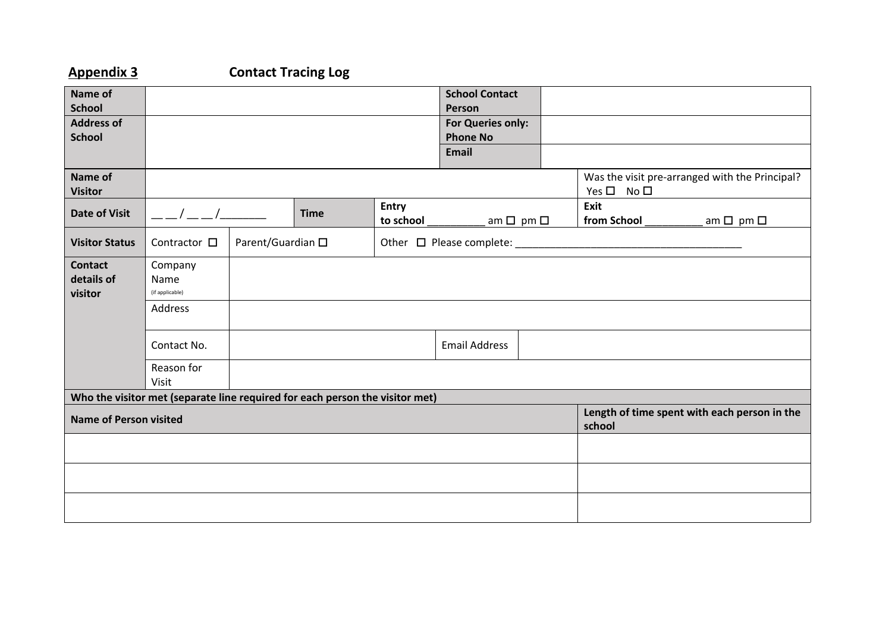**Appendix 3** **Contact Tracing Log**

| Name of School | | School Contact Person | |
|---|---|---|---|
| Address of School | | For Queries only: Phone No | |
| | | Email | |

| Name of Visitor | | | | Was the visit pre-arranged with the Principal? Yes ☐ No ☐ |
|---|---|---|---|---|
| Date of Visit | __ __ / __ __ /_______ | Time | Entry to school __________ am ☐ pm ☐ | Exit from School __________ am ☐ pm ☐ |
| Visitor Status | Contractor ☐ | Parent/Guardian ☐ | Other ☐ Please complete: _______________________________________ | |

| Contact details of visitor | Company Name (if applicable) | | | |
|---|---|---|---|---|
| | Address | | | |
| | Contact No. | | Email Address | |
| | Reason for Visit | | | |

| Who the visitor met (separate line required for each person the visitor met) | |
|---|---|
| **Name of Person visited** | **Length of time spent with each person in the school** |
| | |
| | |
| | |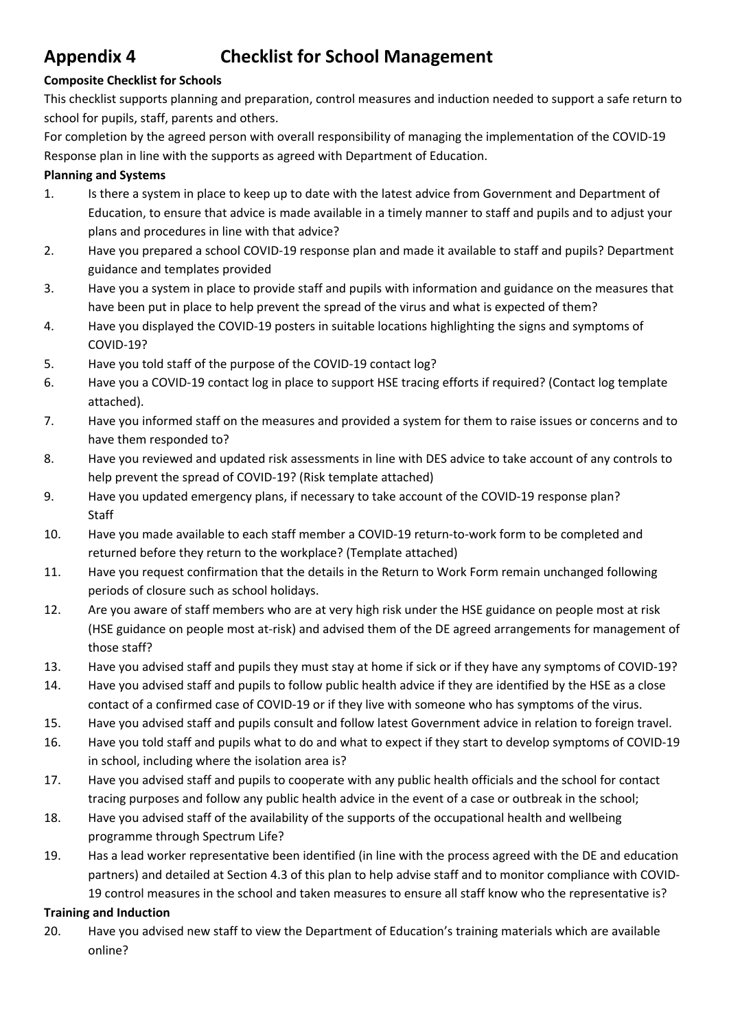# Appendix 4 Checklist for School Management

**Composite Checklist for Schools**

This checklist supports planning and preparation, control measures and induction needed to support a safe return to school for pupils, staff, parents and others.

For completion by the agreed person with overall responsibility of managing the implementation of the COVID-19 Response plan in line with the supports as agreed with Department of Education.

**Planning and Systems**

1. Is there a system in place to keep up to date with the latest advice from Government and Department of Education, to ensure that advice is made available in a timely manner to staff and pupils and to adjust your plans and procedures in line with that advice?
2. Have you prepared a school COVID-19 response plan and made it available to staff and pupils? Department guidance and templates provided
3. Have you a system in place to provide staff and pupils with information and guidance on the measures that have been put in place to help prevent the spread of the virus and what is expected of them?
4. Have you displayed the COVID-19 posters in suitable locations highlighting the signs and symptoms of COVID-19?
5. Have you told staff of the purpose of the COVID-19 contact log?
6. Have you a COVID-19 contact log in place to support HSE tracing efforts if required? (Contact log template attached).
7. Have you informed staff on the measures and provided a system for them to raise issues or concerns and to have them responded to?
8. Have you reviewed and updated risk assessments in line with DES advice to take account of any controls to help prevent the spread of COVID-19? (Risk template attached)
9. Have you updated emergency plans, if necessary to take account of the COVID-19 response plan?

Staff

10. Have you made available to each staff member a COVID-19 return-to-work form to be completed and returned before they return to the workplace? (Template attached)
11. Have you request confirmation that the details in the Return to Work Form remain unchanged following periods of closure such as school holidays.
12. Are you aware of staff members who are at very high risk under the HSE guidance on people most at risk (HSE guidance on people most at-risk) and advised them of the DE agreed arrangements for management of those staff?
13. Have you advised staff and pupils they must stay at home if sick or if they have any symptoms of COVID-19?
14. Have you advised staff and pupils to follow public health advice if they are identified by the HSE as a close contact of a confirmed case of COVID-19 or if they live with someone who has symptoms of the virus.
15. Have you advised staff and pupils consult and follow latest Government advice in relation to foreign travel.
16. Have you told staff and pupils what to do and what to expect if they start to develop symptoms of COVID-19 in school, including where the isolation area is?
17. Have you advised staff and pupils to cooperate with any public health officials and the school for contact tracing purposes and follow any public health advice in the event of a case or outbreak in the school;
18. Have you advised staff of the availability of the supports of the occupational health and wellbeing programme through Spectrum Life?
19. Has a lead worker representative been identified (in line with the process agreed with the DE and education partners) and detailed at Section 4.3 of this plan to help advise staff and to monitor compliance with COVID-19 control measures in the school and taken measures to ensure all staff know who the representative is?

**Training and Induction**

20. Have you advised new staff to view the Department of Education's training materials which are available online?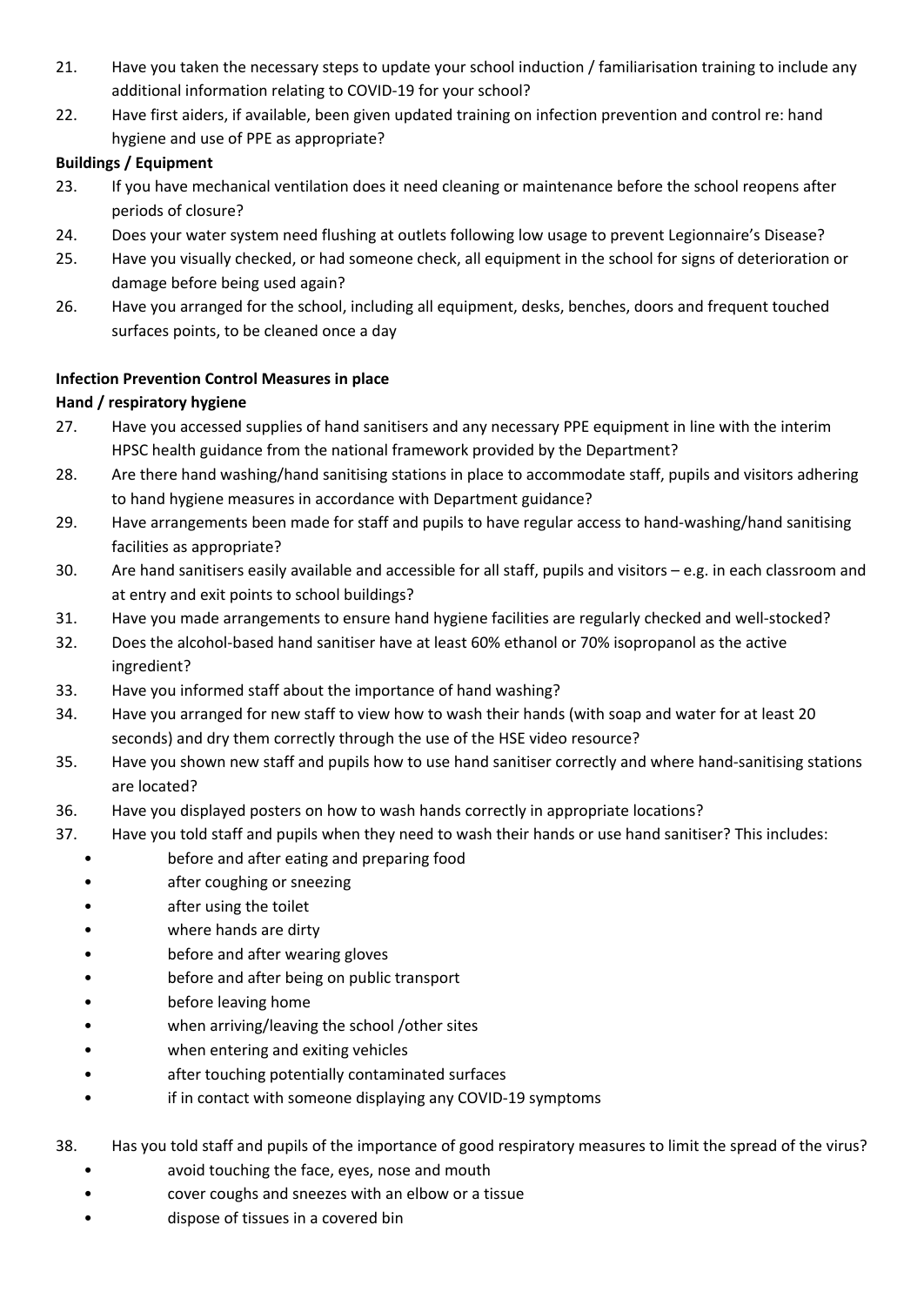21. Have you taken the necessary steps to update your school induction / familiarisation training to include any additional information relating to COVID-19 for your school?
22. Have first aiders, if available, been given updated training on infection prevention and control re: hand hygiene and use of PPE as appropriate?

**Buildings / Equipment**

23. If you have mechanical ventilation does it need cleaning or maintenance before the school reopens after periods of closure?
24. Does your water system need flushing at outlets following low usage to prevent Legionnaire's Disease?
25. Have you visually checked, or had someone check, all equipment in the school for signs of deterioration or damage before being used again?
26. Have you arranged for the school, including all equipment, desks, benches, doors and frequent touched surfaces points, to be cleaned once a day

**Infection Prevention Control Measures in place**

**Hand / respiratory hygiene**

27. Have you accessed supplies of hand sanitisers and any necessary PPE equipment in line with the interim HPSC health guidance from the national framework provided by the Department?
28. Are there hand washing/hand sanitising stations in place to accommodate staff, pupils and visitors adhering to hand hygiene measures in accordance with Department guidance?
29. Have arrangements been made for staff and pupils to have regular access to hand-washing/hand sanitising facilities as appropriate?
30. Are hand sanitisers easily available and accessible for all staff, pupils and visitors – e.g. in each classroom and at entry and exit points to school buildings?
31. Have you made arrangements to ensure hand hygiene facilities are regularly checked and well-stocked?
32. Does the alcohol-based hand sanitiser have at least 60% ethanol or 70% isopropanol as the active ingredient?
33. Have you informed staff about the importance of hand washing?
34. Have you arranged for new staff to view how to wash their hands (with soap and water for at least 20 seconds) and dry them correctly through the use of the HSE video resource?
35. Have you shown new staff and pupils how to use hand sanitiser correctly and where hand-sanitising stations are located?
36. Have you displayed posters on how to wash hands correctly in appropriate locations?
37. Have you told staff and pupils when they need to wash their hands or use hand sanitiser? This includes:
    - before and after eating and preparing food
    - after coughing or sneezing
    - after using the toilet
    - where hands are dirty
    - before and after wearing gloves
    - before and after being on public transport
    - before leaving home
    - when arriving/leaving the school /other sites
    - when entering and exiting vehicles
    - after touching potentially contaminated surfaces
    - if in contact with someone displaying any COVID-19 symptoms

38. Has you told staff and pupils of the importance of good respiratory measures to limit the spread of the virus?
    - avoid touching the face, eyes, nose and mouth
    - cover coughs and sneezes with an elbow or a tissue
    - dispose of tissues in a covered bin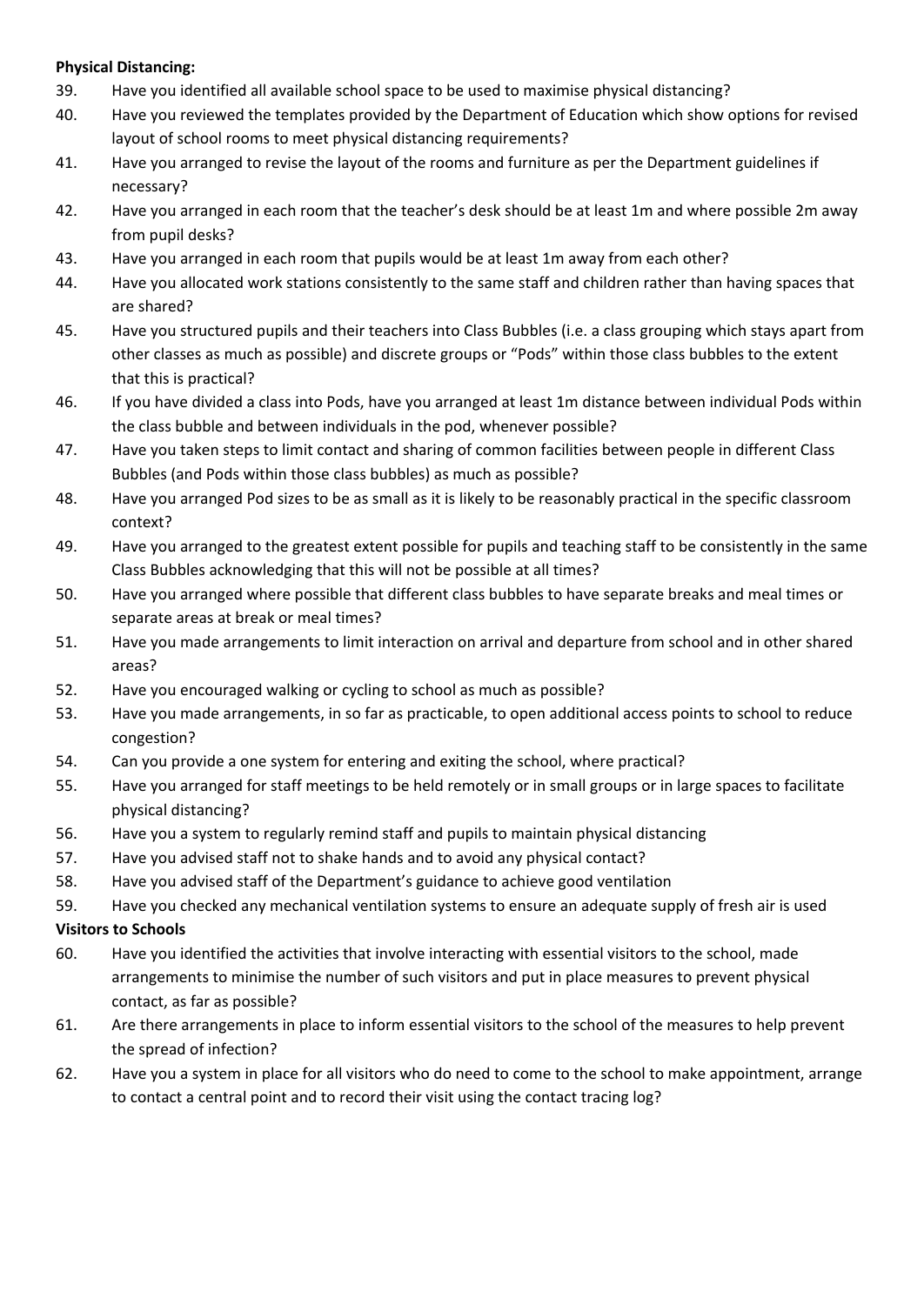**Physical Distancing:**

39. Have you identified all available school space to be used to maximise physical distancing?
40. Have you reviewed the templates provided by the Department of Education which show options for revised layout of school rooms to meet physical distancing requirements?
41. Have you arranged to revise the layout of the rooms and furniture as per the Department guidelines if necessary?
42. Have you arranged in each room that the teacher's desk should be at least 1m and where possible 2m away from pupil desks?
43. Have you arranged in each room that pupils would be at least 1m away from each other?
44. Have you allocated work stations consistently to the same staff and children rather than having spaces that are shared?
45. Have you structured pupils and their teachers into Class Bubbles (i.e. a class grouping which stays apart from other classes as much as possible) and discrete groups or "Pods" within those class bubbles to the extent that this is practical?
46. If you have divided a class into Pods, have you arranged at least 1m distance between individual Pods within the class bubble and between individuals in the pod, whenever possible?
47. Have you taken steps to limit contact and sharing of common facilities between people in different Class Bubbles (and Pods within those class bubbles) as much as possible?
48. Have you arranged Pod sizes to be as small as it is likely to be reasonably practical in the specific classroom context?
49. Have you arranged to the greatest extent possible for pupils and teaching staff to be consistently in the same Class Bubbles acknowledging that this will not be possible at all times?
50. Have you arranged where possible that different class bubbles to have separate breaks and meal times or separate areas at break or meal times?
51. Have you made arrangements to limit interaction on arrival and departure from school and in other shared areas?
52. Have you encouraged walking or cycling to school as much as possible?
53. Have you made arrangements, in so far as practicable, to open additional access points to school to reduce congestion?
54. Can you provide a one system for entering and exiting the school, where practical?
55. Have you arranged for staff meetings to be held remotely or in small groups or in large spaces to facilitate physical distancing?
56. Have you a system to regularly remind staff and pupils to maintain physical distancing
57. Have you advised staff not to shake hands and to avoid any physical contact?
58. Have you advised staff of the Department's guidance to achieve good ventilation
59. Have you checked any mechanical ventilation systems to ensure an adequate supply of fresh air is used

**Visitors to Schools**

60. Have you identified the activities that involve interacting with essential visitors to the school, made arrangements to minimise the number of such visitors and put in place measures to prevent physical contact, as far as possible?
61. Are there arrangements in place to inform essential visitors to the school of the measures to help prevent the spread of infection?
62. Have you a system in place for all visitors who do need to come to the school to make appointment, arrange to contact a central point and to record their visit using the contact tracing log?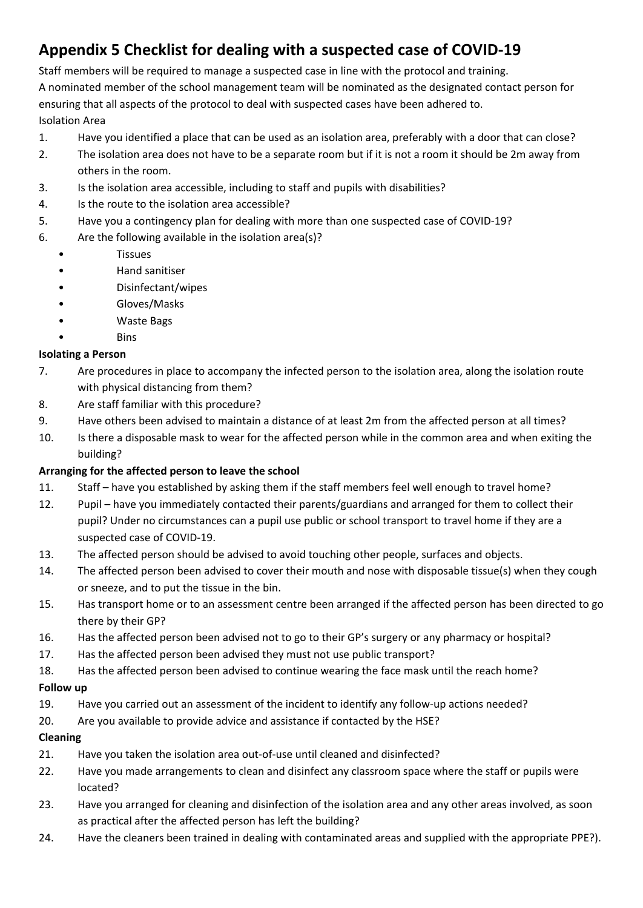# Appendix 5 Checklist for dealing with a suspected case of COVID-19

Staff members will be required to manage a suspected case in line with the protocol and training.
A nominated member of the school management team will be nominated as the designated contact person for ensuring that all aspects of the protocol to deal with suspected cases have been adhered to.

Isolation Area

1. Have you identified a place that can be used as an isolation area, preferably with a door that can close?
2. The isolation area does not have to be a separate room but if it is not a room it should be 2m away from others in the room.
3. Is the isolation area accessible, including to staff and pupils with disabilities?
4. Is the route to the isolation area accessible?
5. Have you a contingency plan for dealing with more than one suspected case of COVID-19?
6. Are the following available in the isolation area(s)?
   - Tissues
   - Hand sanitiser
   - Disinfectant/wipes
   - Gloves/Masks
   - Waste Bags
   - Bins

**Isolating a Person**

7. Are procedures in place to accompany the infected person to the isolation area, along the isolation route with physical distancing from them?
8. Are staff familiar with this procedure?
9. Have others been advised to maintain a distance of at least 2m from the affected person at all times?
10. Is there a disposable mask to wear for the affected person while in the common area and when exiting the building?

**Arranging for the affected person to leave the school**

11. Staff – have you established by asking them if the staff members feel well enough to travel home?
12. Pupil – have you immediately contacted their parents/guardians and arranged for them to collect their pupil? Under no circumstances can a pupil use public or school transport to travel home if they are a suspected case of COVID-19.
13. The affected person should be advised to avoid touching other people, surfaces and objects.
14. The affected person been advised to cover their mouth and nose with disposable tissue(s) when they cough or sneeze, and to put the tissue in the bin.
15. Has transport home or to an assessment centre been arranged if the affected person has been directed to go there by their GP?
16. Has the affected person been advised not to go to their GP's surgery or any pharmacy or hospital?
17. Has the affected person been advised they must not use public transport?
18. Has the affected person been advised to continue wearing the face mask until the reach home?

**Follow up**

19. Have you carried out an assessment of the incident to identify any follow-up actions needed?
20. Are you available to provide advice and assistance if contacted by the HSE?

**Cleaning**

21. Have you taken the isolation area out-of-use until cleaned and disinfected?
22. Have you made arrangements to clean and disinfect any classroom space where the staff or pupils were located?
23. Have you arranged for cleaning and disinfection of the isolation area and any other areas involved, as soon as practical after the affected person has left the building?
24. Have the cleaners been trained in dealing with contaminated areas and supplied with the appropriate PPE?).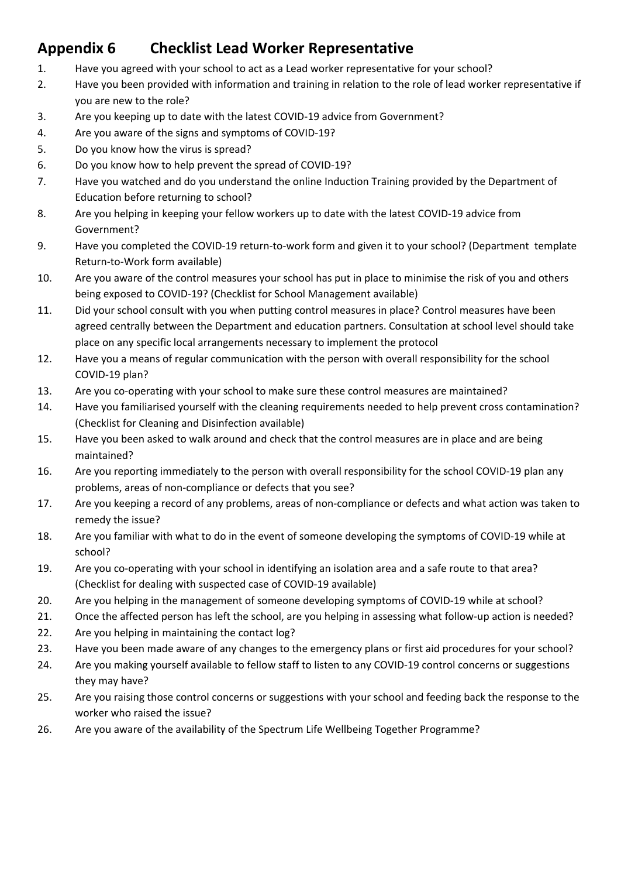## Appendix 6 Checklist Lead Worker Representative

1. Have you agreed with your school to act as a Lead worker representative for your school?
2. Have you been provided with information and training in relation to the role of lead worker representative if you are new to the role?
3. Are you keeping up to date with the latest COVID-19 advice from Government?
4. Are you aware of the signs and symptoms of COVID-19?
5. Do you know how the virus is spread?
6. Do you know how to help prevent the spread of COVID-19?
7. Have you watched and do you understand the online Induction Training provided by the Department of Education before returning to school?
8. Are you helping in keeping your fellow workers up to date with the latest COVID-19 advice from Government?
9. Have you completed the COVID-19 return-to-work form and given it to your school? (Department template Return-to-Work form available)
10. Are you aware of the control measures your school has put in place to minimise the risk of you and others being exposed to COVID-19? (Checklist for School Management available)
11. Did your school consult with you when putting control measures in place? Control measures have been agreed centrally between the Department and education partners. Consultation at school level should take place on any specific local arrangements necessary to implement the protocol
12. Have you a means of regular communication with the person with overall responsibility for the school COVID-19 plan?
13. Are you co-operating with your school to make sure these control measures are maintained?
14. Have you familiarised yourself with the cleaning requirements needed to help prevent cross contamination? (Checklist for Cleaning and Disinfection available)
15. Have you been asked to walk around and check that the control measures are in place and are being maintained?
16. Are you reporting immediately to the person with overall responsibility for the school COVID-19 plan any problems, areas of non-compliance or defects that you see?
17. Are you keeping a record of any problems, areas of non-compliance or defects and what action was taken to remedy the issue?
18. Are you familiar with what to do in the event of someone developing the symptoms of COVID-19 while at school?
19. Are you co-operating with your school in identifying an isolation area and a safe route to that area? (Checklist for dealing with suspected case of COVID-19 available)
20. Are you helping in the management of someone developing symptoms of COVID-19 while at school?
21. Once the affected person has left the school, are you helping in assessing what follow-up action is needed?
22. Are you helping in maintaining the contact log?
23. Have you been made aware of any changes to the emergency plans or first aid procedures for your school?
24. Are you making yourself available to fellow staff to listen to any COVID-19 control concerns or suggestions they may have?
25. Are you raising those control concerns or suggestions with your school and feeding back the response to the worker who raised the issue?
26. Are you aware of the availability of the Spectrum Life Wellbeing Together Programme?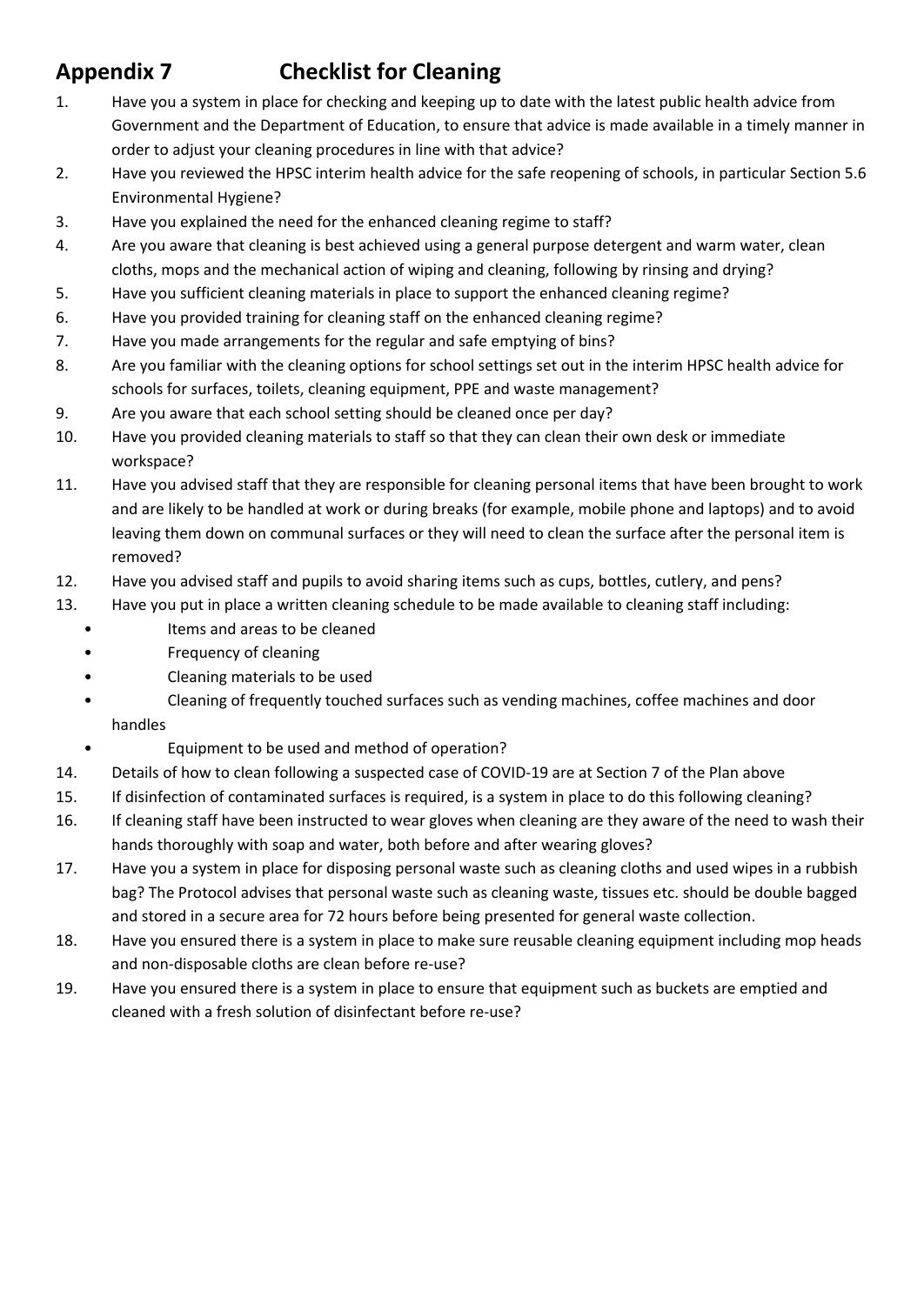# Appendix 7 Checklist for Cleaning

1. Have you a system in place for checking and keeping up to date with the latest public health advice from Government and the Department of Education, to ensure that advice is made available in a timely manner in order to adjust your cleaning procedures in line with that advice?
2. Have you reviewed the HPSC interim health advice for the safe reopening of schools, in particular Section 5.6 Environmental Hygiene?
3. Have you explained the need for the enhanced cleaning regime to staff?
4. Are you aware that cleaning is best achieved using a general purpose detergent and warm water, clean cloths, mops and the mechanical action of wiping and cleaning, following by rinsing and drying?
5. Have you sufficient cleaning materials in place to support the enhanced cleaning regime?
6. Have you provided training for cleaning staff on the enhanced cleaning regime?
7. Have you made arrangements for the regular and safe emptying of bins?
8. Are you familiar with the cleaning options for school settings set out in the interim HPSC health advice for schools for surfaces, toilets, cleaning equipment, PPE and waste management?
9. Are you aware that each school setting should be cleaned once per day?
10. Have you provided cleaning materials to staff so that they can clean their own desk or immediate workspace?
11. Have you advised staff that they are responsible for cleaning personal items that have been brought to work and are likely to be handled at work or during breaks (for example, mobile phone and laptops) and to avoid leaving them down on communal surfaces or they will need to clean the surface after the personal item is removed?
12. Have you advised staff and pupils to avoid sharing items such as cups, bottles, cutlery, and pens?
13. Have you put in place a written cleaning schedule to be made available to cleaning staff including:
    - Items and areas to be cleaned
    - Frequency of cleaning
    - Cleaning materials to be used
    - Cleaning of frequently touched surfaces such as vending machines, coffee machines and door handles
    - Equipment to be used and method of operation?
14. Details of how to clean following a suspected case of COVID-19 are at Section 7 of the Plan above
15. If disinfection of contaminated surfaces is required, is a system in place to do this following cleaning?
16. If cleaning staff have been instructed to wear gloves when cleaning are they aware of the need to wash their hands thoroughly with soap and water, both before and after wearing gloves?
17. Have you a system in place for disposing personal waste such as cleaning cloths and used wipes in a rubbish bag? The Protocol advises that personal waste such as cleaning waste, tissues etc. should be double bagged and stored in a secure area for 72 hours before being presented for general waste collection.
18. Have you ensured there is a system in place to make sure reusable cleaning equipment including mop heads and non-disposable cloths are clean before re-use?
19. Have you ensured there is a system in place to ensure that equipment such as buckets are emptied and cleaned with a fresh solution of disinfectant before re-use?